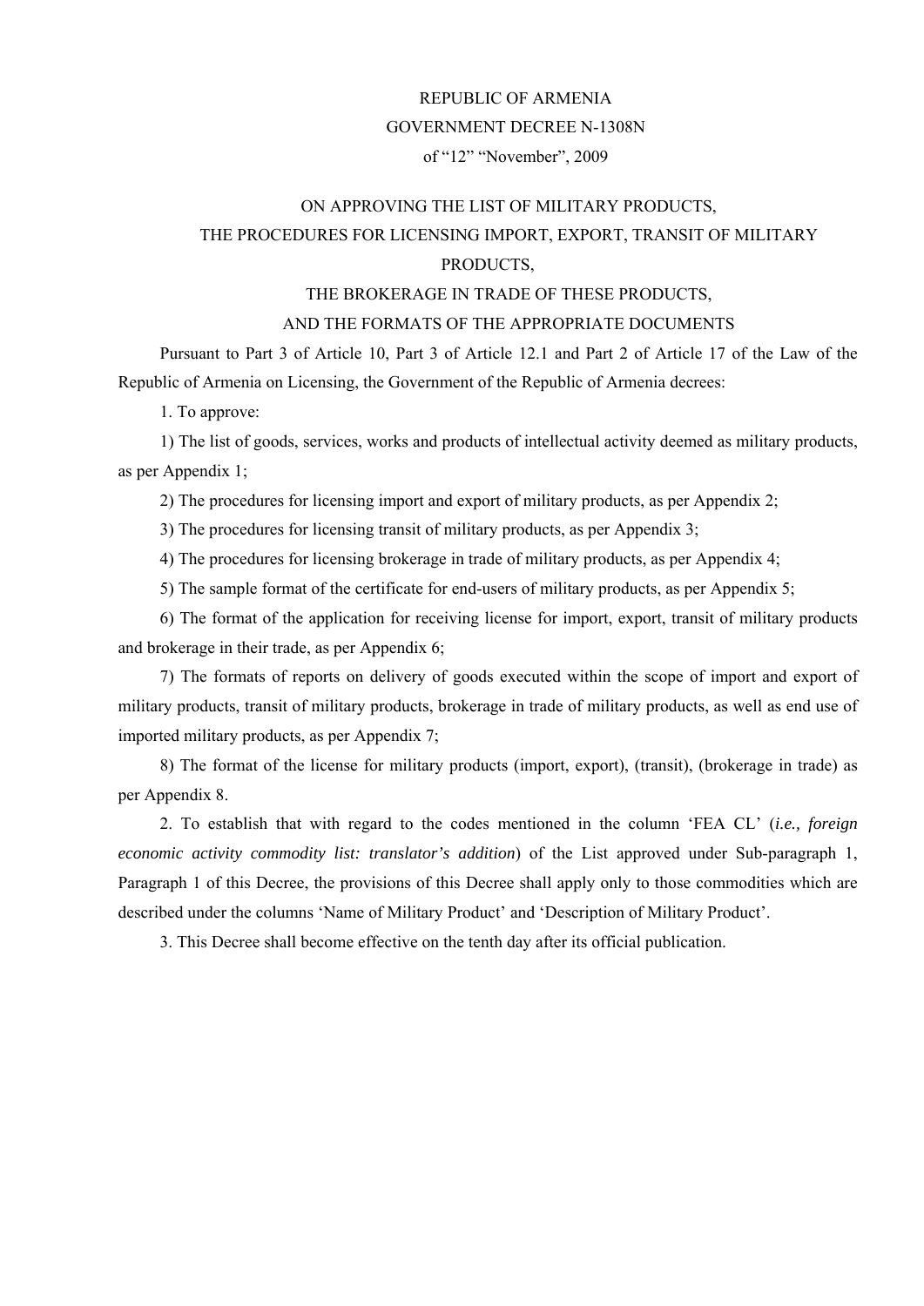# REPUBLIC OF ARMENIA

## GOVERNMENT DECREE N-1308N

### of “12” “November”, 2009

## ON APPROVING THE LIST OF MILITARY PRODUCTS, THE PROCEDURES FOR LICENSING IMPORT, EXPORT, TRANSIT OF MILITARY PRODUCTS, THE BROKERAGE IN TRADE OF THESE PRODUCTS, AND THE FORMATS OF THE APPROPRIATE DOCUMENTS

Pursuant to Part 3 of Article 10, Part 3 of Article 12.1 and Part 2 of Article 17 of the Law of the Republic of Armenia on Licensing, the Government of the Republic of Armenia decrees:

1. To approve:

1) The list of goods, services, works and products of intellectual activity deemed as military products, as per Appendix 1;

2) The procedures for licensing import and export of military products, as per Appendix 2;

3) The procedures for licensing transit of military products, as per Appendix 3;

4) The procedures for licensing brokerage in trade of military products, as per Appendix 4;

5) The sample format of the certificate for end-users of military products, as per Appendix 5;

6) The format of the application for receiving license for import, export, transit of military products and brokerage in their trade, as per Appendix 6;

7) The formats of reports on delivery of goods executed within the scope of import and export of military products, transit of military products, brokerage in trade of military products, as well as end use of imported military products, as per Appendix 7;

8) The format of the license for military products (import, export), (transit), (brokerage in trade) as per Appendix 8.

2. To establish that with regard to the codes mentioned in the column ‘FEA CL’ (*i.e., foreign economic activity commodity list: translator’s addition*) of the List approved under Sub-paragraph 1, Paragraph 1 of this Decree, the provisions of this Decree shall apply only to those commodities which are described under the columns ‘Name of Military Product’ and ‘Description of Military Product’.

3. This Decree shall become effective on the tenth day after its official publication.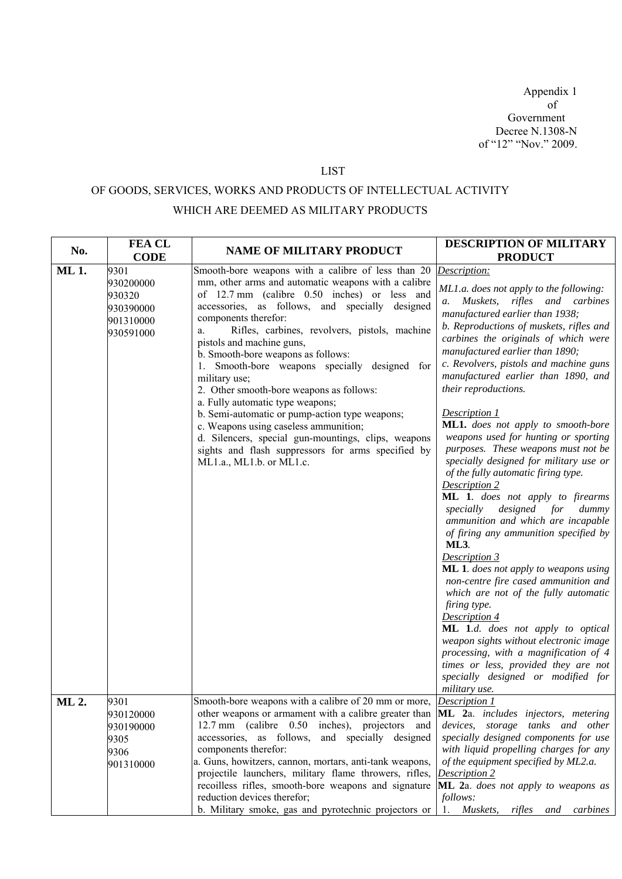Appendix 1
of
Government
Decree N.1308-N
of "12" "Nov." 2009.

LIST

OF GOODS, SERVICES, WORKS AND PRODUCTS OF INTELLECTUAL ACTIVITY

WHICH ARE DEEMED AS MILITARY PRODUCTS

| No. | FEA CL CODE | NAME OF MILITARY PRODUCT | DESCRIPTION OF MILITARY PRODUCT |
|---|---|---|---|
| **ML 1.** | 9301<br>930200000<br>930320<br>930390000<br>901310000<br>930591000 | Smooth-bore weapons with a calibre of less than 20 mm, other arms and automatic weapons with a calibre of 12.7 mm (calibre 0.50 inches) or less and accessories, as follows, and specially designed components therefor:<br>a. Rifles, carbines, revolvers, pistols, machine pistols and machine guns,<br>b. Smooth-bore weapons as follows:<br>1. Smooth-bore weapons specially designed for military use;<br>2. Other smooth-bore weapons as follows:<br>a. Fully automatic type weapons;<br>b. Semi-automatic or pump-action type weapons;<br>c. Weapons using caseless ammunition;<br>d. Silencers, special gun-mountings, clips, weapons sights and flash suppressors for arms specified by ML1.a., ML1.b. or ML1.c. | *Description:*<br>*ML1.a. does not apply to the following:*<br>*a. Muskets, rifles and carbines manufactured earlier than 1938;*<br>*b. Reproductions of muskets, rifles and carbines the originals of which were manufactured earlier than 1890;*<br>*c. Revolvers, pistols and machine guns manufactured earlier than 1890, and their reproductions.*<br><br>*Description 1*<br>**ML1.** *does not apply to smooth-bore weapons used for hunting or sporting purposes. These weapons must not be specially designed for military use or of the fully automatic firing type.*<br>*Description 2*<br>**ML 1**. *does not apply to firearms specially designed for dummy ammunition and which are incapable of firing any ammunition specified by* **ML3**.<br>*Description 3*<br>**ML 1**. *does not apply to weapons using non-centre fire cased ammunition and which are not of the fully automatic firing type.*<br>*Description 4*<br>**ML 1**.*d. does not apply to optical weapon sights without electronic image processing, with a magnification of 4 times or less, provided they are not specially designed or modified for military use.* |
| **ML 2.** | 9301<br>930120000<br>930190000<br>9305<br>9306<br>901310000 | Smooth-bore weapons with a calibre of 20 mm or more, other weapons or armament with a calibre greater than 12.7 mm (calibre 0.50 inches), projectors and accessories, as follows, and specially designed components therefor:<br>a. Guns, howitzers, cannon, mortars, anti-tank weapons, projectile launchers, military flame throwers, rifles, recoilless rifles, smooth-bore weapons and signature reduction devices therefor;<br>b. Military smoke, gas and pyrotechnic projectors or | *Description 1*<br>**ML 2**a. *includes injectors, metering devices, storage tanks and other specially designed components for use with liquid propelling charges for any of the equipment specified by ML2.a.*<br>*Description 2*<br>**ML 2**a. *does not apply to weapons as follows:*<br>*1. Muskets, rifles and carbines* |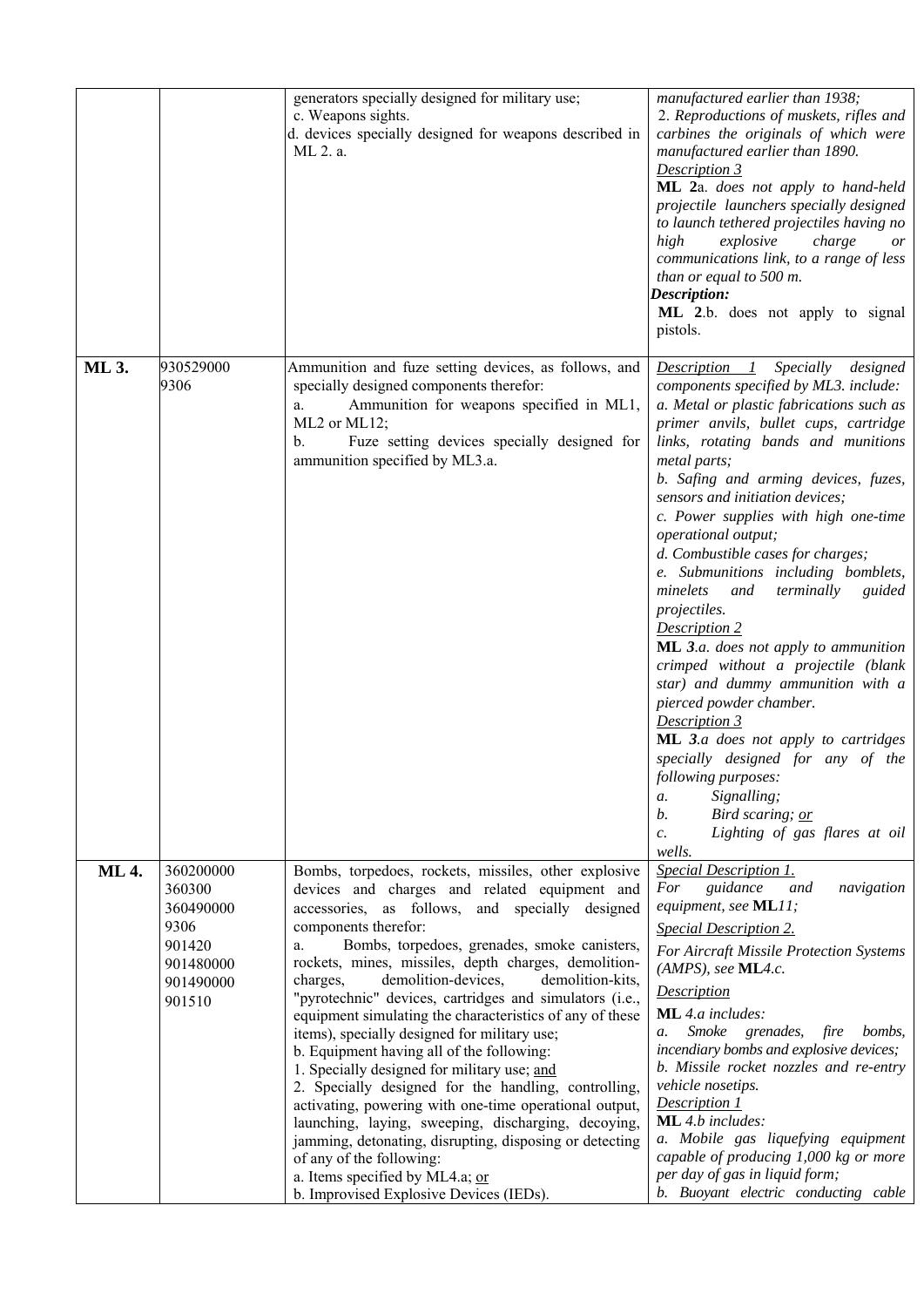| | | | |
|---|---|---|---|
| | | generators specially designed for military use;<br>c. Weapons sights.<br>d. devices specially designed for weapons described in ML 2. a. | *manufactured earlier than 1938;*<br>2. *Reproductions of muskets, rifles and carbines the originals of which were manufactured earlier than 1890.*<br>*Description 3*<br>**ML 2**a. *does not apply to hand-held projectile launchers specially designed to launch tethered projectiles having no high explosive charge or communications link, to a range of less than or equal to 500 m.*<br>***Description:***<br>**ML 2**.b. does not apply to signal pistols. |
| **ML 3.** | 930529000<br>9306 | Ammunition and fuze setting devices, as follows, and specially designed components therefor:<br>a. Ammunition for weapons specified in ML1, ML2 or ML12;<br>b. Fuze setting devices specially designed for ammunition specified by ML3.a. | *Description 1 Specially designed components specified by ML3. include:*<br>*a. Metal or plastic fabrications such as primer anvils, bullet cups, cartridge links, rotating bands and munitions metal parts;*<br>*b. Safing and arming devices, fuzes, sensors and initiation devices;*<br>*c. Power supplies with high one-time operational output;*<br>*d. Combustible cases for charges;*<br>*e. Submunitions including bomblets, minelets and terminally guided projectiles.*<br>*Description 2*<br>**ML *3*.*a.*** *does not apply to ammunition crimped without a projectile (blank star) and dummy ammunition with a pierced powder chamber.*<br>*Description 3*<br>**ML *3*.*a*** *does not apply to cartridges specially designed for any of the following purposes:*<br>*a. Signalling;*<br>*b. Bird scaring; or*<br>*c. Lighting of gas flares at oil wells.* |
| **ML 4.** | 360200000<br>360300<br>360490000<br>9306<br>901420<br>901480000<br>901490000<br>901510 | Bombs, torpedoes, rockets, missiles, other explosive devices and charges and related equipment and accessories, as follows, and specially designed components therefor:<br>a. Bombs, torpedoes, grenades, smoke canisters, rockets, mines, missiles, depth charges, demolition-charges, demolition-devices, demolition-kits, "pyrotechnic" devices, cartridges and simulators (i.e., equipment simulating the characteristics of any of these items), specially designed for military use;<br>b. Equipment having all of the following:<br>1. Specially designed for military use; and<br>2. Specially designed for the handling, controlling, activating, powering with one-time operational output, launching, laying, sweeping, discharging, decoying, jamming, detonating, disrupting, disposing or detecting of any of the following:<br>a. Items specified by ML4.a; or<br>b. Improvised Explosive Devices (IEDs). | *Special Description 1.*<br>*For guidance and navigation equipment, see* ***ML****11;*<br>*Special Description 2.*<br>*For Aircraft Missile Protection Systems (AMPS), see* ***ML****4.c.*<br>*Description*<br>**ML** *4.a includes:*<br>*a. Smoke grenades, fire bombs, incendiary bombs and explosive devices;*<br>*b. Missile rocket nozzles and re-entry vehicle nosetips.*<br>*Description 1*<br>**ML** *4.b includes:*<br>*a. Mobile gas liquefying equipment capable of producing 1,000 kg or more per day of gas in liquid form;*<br>*b. Buoyant electric conducting cable* |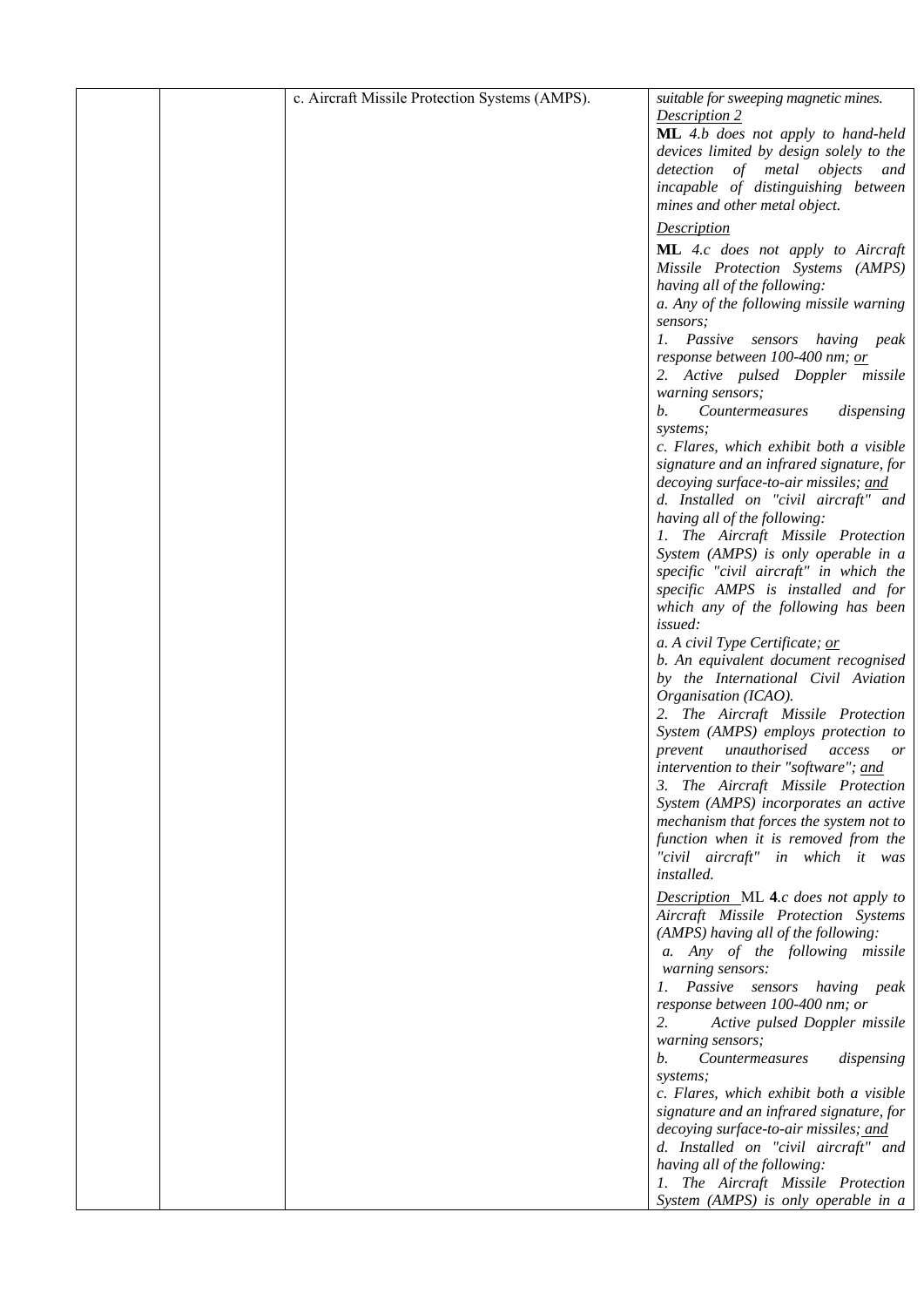| | | | |
|---|---|---|---|
| | | c. Aircraft Missile Protection Systems (AMPS). | *suitable for sweeping magnetic mines.*<br>*Description 2*<br>**ML** *4.b does not apply to hand-held devices limited by design solely to the detection of metal objects and incapable of distinguishing between mines and other metal object.*<br><br>*Description*<br>**ML** *4.c does not apply to Aircraft Missile Protection Systems (AMPS) having all of the following:*<br>*a. Any of the following missile warning sensors;*<br>*1. Passive sensors having peak response between 100-400 nm; or*<br>*2. Active pulsed Doppler missile warning sensors;*<br>*b. Countermeasures dispensing systems;*<br>*c. Flares, which exhibit both a visible signature and an infrared signature, for decoying surface-to-air missiles; and*<br>*d. Installed on "civil aircraft" and having all of the following:*<br>*1. The Aircraft Missile Protection System (AMPS) is only operable in a specific "civil aircraft" in which the specific AMPS is installed and for which any of the following has been issued:*<br>*a. A civil Type Certificate; or*<br>*b. An equivalent document recognised by the International Civil Aviation Organisation (ICAO).*<br>*2. The Aircraft Missile Protection System (AMPS) employs protection to prevent unauthorised access or intervention to their "software"; and*<br>*3. The Aircraft Missile Protection System (AMPS) incorporates an active mechanism that forces the system not to function when it is removed from the "civil aircraft" in which it was installed.*<br><br>*Description* ML **4**.*c does not apply to Aircraft Missile Protection Systems (AMPS) having all of the following:*<br>*a. Any of the following missile warning sensors:*<br>*1. Passive sensors having peak response between 100-400 nm; or*<br>*2. Active pulsed Doppler missile warning sensors;*<br>*b. Countermeasures dispensing systems;*<br>*c. Flares, which exhibit both a visible signature and an infrared signature, for decoying surface-to-air missiles; and*<br>*d. Installed on "civil aircraft" and having all of the following:*<br>*1. The Aircraft Missile Protection System (AMPS) is only operable in a* |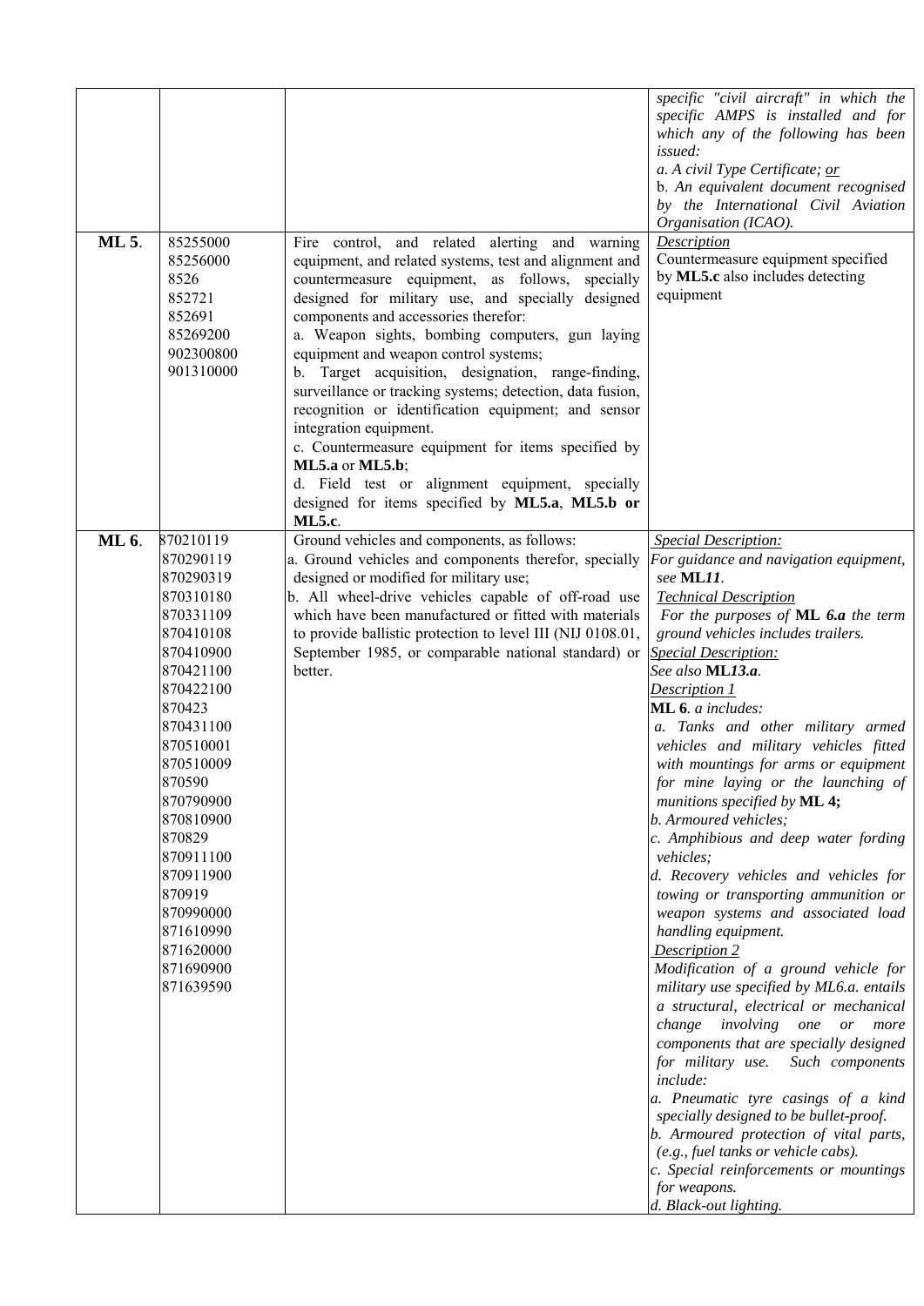| | | | |
|---|---|---|---|
| | | | *specific "civil aircraft" in which the specific AMPS is installed and for which any of the following has been issued:*<br>*a. A civil Type Certificate; or*<br>b. *An equivalent document recognised by the International Civil Aviation Organisation (ICAO).* |
| **ML 5**. | 85255000<br>85256000<br>8526<br>852721<br>852691<br>85269200<br>902300800<br>901310000 | Fire control, and related alerting and warning equipment, and related systems, test and alignment and countermeasure equipment, as follows, specially designed for military use, and specially designed components and accessories therefor:<br>a. Weapon sights, bombing computers, gun laying equipment and weapon control systems;<br>b. Target acquisition, designation, range-finding, surveillance or tracking systems; detection, data fusion, recognition or identification equipment; and sensor integration equipment.<br>c. Countermeasure equipment for items specified by **ML5.a** or **ML5.b**;<br>d. Field test or alignment equipment, specially designed for items specified by **ML5.a**, **ML5.b or ML5.c**. | *Description*<br>Countermeasure equipment specified by **ML5.c** also includes detecting equipment |
| **ML 6**. | 870210119<br>870290119<br>870290319<br>870310180<br>870331109<br>870410108<br>870410900<br>870421100<br>870422100<br>870423<br>870431100<br>870510001<br>870510009<br>870590<br>870790900<br>870810900<br>870829<br>870911100<br>870911900<br>870919<br>870990000<br>871610990<br>871620000<br>871690900<br>871639590 | Ground vehicles and components, as follows:<br>a. Ground vehicles and components therefor, specially designed or modified for military use;<br>b. All wheel-drive vehicles capable of off-road use which have been manufactured or fitted with materials to provide ballistic protection to level III (NIJ 0108.01, September 1985, or comparable national standard) or better. | *Special Description:*<br>*For guidance and navigation equipment, see* **ML*11***.<br>*Technical Description*<br>*For the purposes of* **ML *6.a*** *the term ground vehicles includes trailers.*<br>*Special Description:*<br>*See also* **ML*13.a***.<br>*Description 1*<br>**ML 6**. *a includes:*<br>*a. Tanks and other military armed vehicles and military vehicles fitted with mountings for arms or equipment for mine laying or the launching of munitions specified by* **ML 4;**<br>*b. Armoured vehicles;*<br>*c. Amphibious and deep water fording vehicles;*<br>*d. Recovery vehicles and vehicles for towing or transporting ammunition or weapon systems and associated load handling equipment.*<br>*Description 2*<br>*Modification of a ground vehicle for military use specified by ML6.a. entails a structural, electrical or mechanical change involving one or more components that are specially designed for military use. Such components include:*<br>*a. Pneumatic tyre casings of a kind specially designed to be bullet-proof.*<br>*b. Armoured protection of vital parts, (e.g., fuel tanks or vehicle cabs).*<br>*c. Special reinforcements or mountings for weapons.*<br>*d. Black-out lighting.* |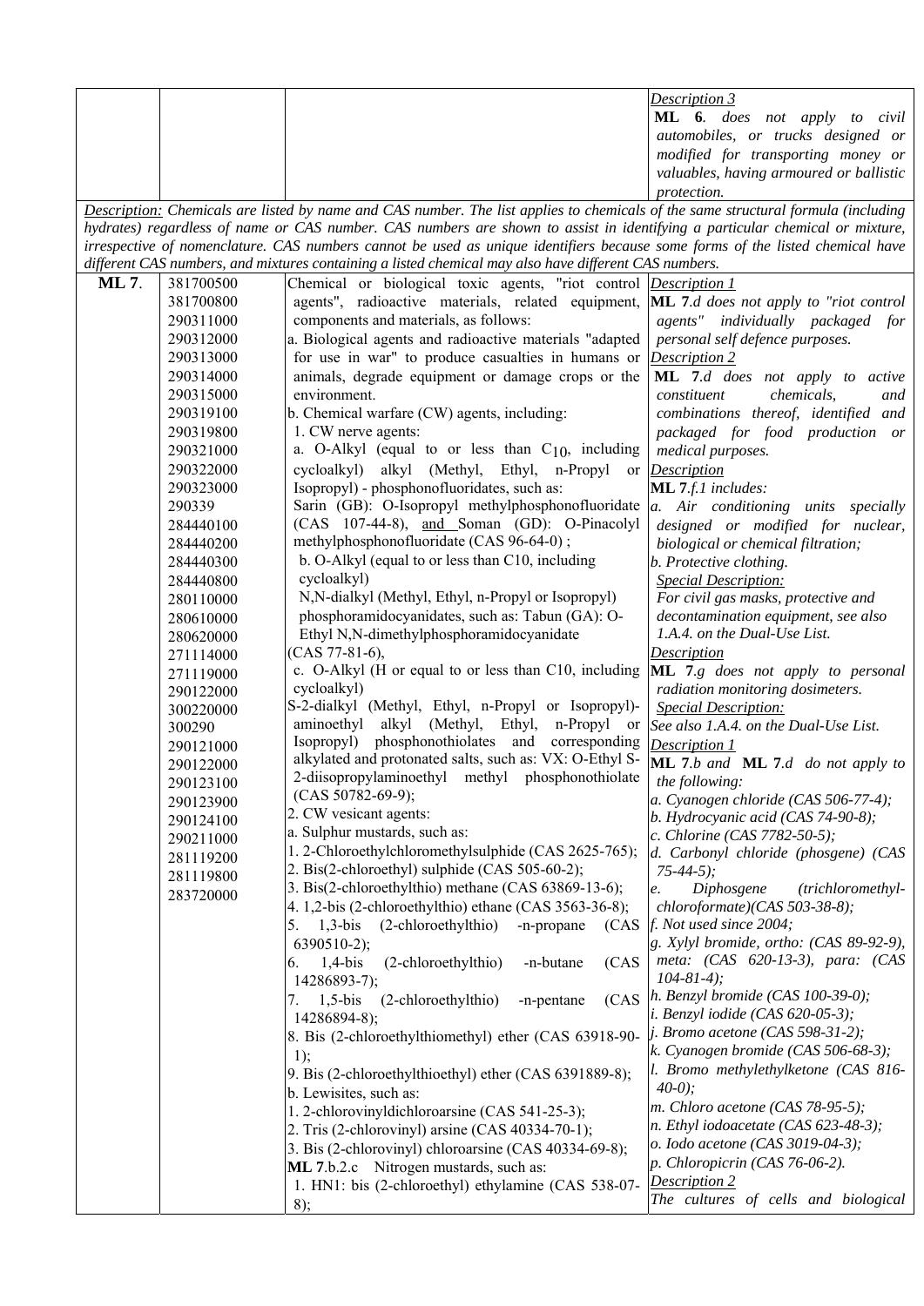| | | | *Description 3*<br>**ML 6**. *does not apply to civil automobiles, or trucks designed or modified for transporting money or valuables, having armoured or ballistic protection.* |
|---|---|---|---|
| *Description: Chemicals are listed by name and CAS number. The list applies to chemicals of the same structural formula (including hydrates) regardless of name or CAS number. CAS numbers are shown to assist in identifying a particular chemical or mixture, irrespective of nomenclature. CAS numbers cannot be used as unique identifiers because some forms of the listed chemical have different CAS numbers, and mixtures containing a listed chemical may also have different CAS numbers.* | | | |
| **ML 7**. | 381700500<br>381700800<br>290311000<br>290312000<br>290313000<br>290314000<br>290315000<br>290319100<br>290319800<br>290321000<br>290322000<br>290323000<br>290339<br>284440100<br>284440200<br>284440300<br>284440800<br>280110000<br>280610000<br>280620000<br>271114000<br>271119000<br>290122000<br>300220000<br>300290<br>290121000<br>290122000<br>290123100<br>290123900<br>290124100<br>290211000<br>281119200<br>281119800<br>283720000 | Chemical or biological toxic agents, "riot control agents", radioactive materials, related equipment, components and materials, as follows:<br>a. Biological agents and radioactive materials "adapted for use in war" to produce casualties in humans or animals, degrade equipment or damage crops or the environment.<br>b. Chemical warfare (CW) agents, including:<br>1. CW nerve agents:<br>a. O-Alkyl (equal to or less than $C_{10}$, including cycloalkyl) alkyl (Methyl, Ethyl, n-Propyl or Isopropyl) - phosphonofluoridates, such as:<br>Sarin (GB): O-Isopropyl methylphosphonofluoridate (CAS 107-44-8), and Soman (GD): O-Pinacolyl methylphosphonofluoridate (CAS 96-64-0) ;<br>b. O-Alkyl (equal to or less than C10, including cycloalkyl)<br>N,N-dialkyl (Methyl, Ethyl, n-Propyl or Isopropyl) phosphoramidocyanidates, such as: Tabun (GA): O-Ethyl N,N-dimethylphosphoramidocyanidate (CAS 77-81-6),<br>c. O-Alkyl (H or equal to or less than C10, including cycloalkyl)<br>S-2-dialkyl (Methyl, Ethyl, n-Propyl or Isopropyl)-aminoethyl alkyl (Methyl, Ethyl, n-Propyl or Isopropyl) phosphonothiolates and corresponding alkylated and protonated salts, such as: VX: O-Ethyl S-2-diisopropylaminoethyl methyl phosphonothiolate (CAS 50782-69-9);<br>2. CW vesicant agents:<br>a. Sulphur mustards, such as:<br>1. 2-Chloroethylchloromethylsulphide (CAS 2625-765);<br>2. Bis(2-chloroethyl) sulphide (CAS 505-60-2);<br>3. Bis(2-chloroethylthio) methane (CAS 63869-13-6);<br>4. 1,2-bis (2-chloroethylthio) ethane (CAS 3563-36-8);<br>5. 1,3-bis (2-chloroethylthio) -n-propane (CAS 6390510-2);<br>6. 1,4-bis (2-chloroethylthio) -n-butane (CAS 14286893-7);<br>7. 1,5-bis (2-chloroethylthio) -n-pentane (CAS 14286894-8);<br>8. Bis (2-chloroethylthiomethyl) ether (CAS 63918-90-1);<br>9. Bis (2-chloroethylthioethyl) ether (CAS 6391889-8);<br>b. Lewisites, such as:<br>1. 2-chlorovinyldichloroarsine (CAS 541-25-3);<br>2. Tris (2-chlorovinyl) arsine (CAS 40334-70-1);<br>3. Bis (2-chlorovinyl) chloroarsine (CAS 40334-69-8);<br>**ML 7**.b.2.c Nitrogen mustards, such as:<br>1. HN1: bis (2-chloroethyl) ethylamine (CAS 538-07-8); | *Description 1*<br>**ML 7**.*d does not apply to "riot control agents" individually packaged for personal self defence purposes.*<br>*Description 2*<br>**ML 7**.*d does not apply to active constituent chemicals, and combinations thereof, identified and packaged for food production or medical purposes.*<br>*Description*<br>**ML 7**.*f.1 includes:*<br>*a. Air conditioning units specially designed or modified for nuclear, biological or chemical filtration;*<br>*b. Protective clothing.*<br>*Special Description:*<br>*For civil gas masks, protective and decontamination equipment, see also 1.A.4. on the Dual-Use List.*<br>*Description*<br>**ML 7**.*g does not apply to personal radiation monitoring dosimeters.*<br>*Special Description:*<br>*See also 1.A.4. on the Dual-Use List.*<br>*Description 1*<br>**ML 7**.*b and* **ML 7**.*d do not apply to the following:*<br>*a. Cyanogen chloride (CAS 506-77-4);*<br>*b. Hydrocyanic acid (CAS 74-90-8);*<br>*c. Chlorine (CAS 7782-50-5);*<br>*d. Carbonyl chloride (phosgene) (CAS 75-44-5);*<br>*e. Diphosgene (trichloromethyl-chloroformate)(CAS 503-38-8);*<br>*f. Not used since 2004;*<br>*g. Xylyl bromide, ortho: (CAS 89-92-9), meta: (CAS 620-13-3), para: (CAS 104-81-4);*<br>*h. Benzyl bromide (CAS 100-39-0);*<br>*i. Benzyl iodide (CAS 620-05-3);*<br>*j. Bromo acetone (CAS 598-31-2);*<br>*k. Cyanogen bromide (CAS 506-68-3);*<br>*l. Bromo methylethylketone (CAS 816-40-0);*<br>*m. Chloro acetone (CAS 78-95-5);*<br>*n. Ethyl iodoacetate (CAS 623-48-3);*<br>*o. Iodo acetone (CAS 3019-04-3);*<br>*p. Chloropicrin (CAS 76-06-2).*<br>*Description 2*<br>*The cultures of cells and biological* |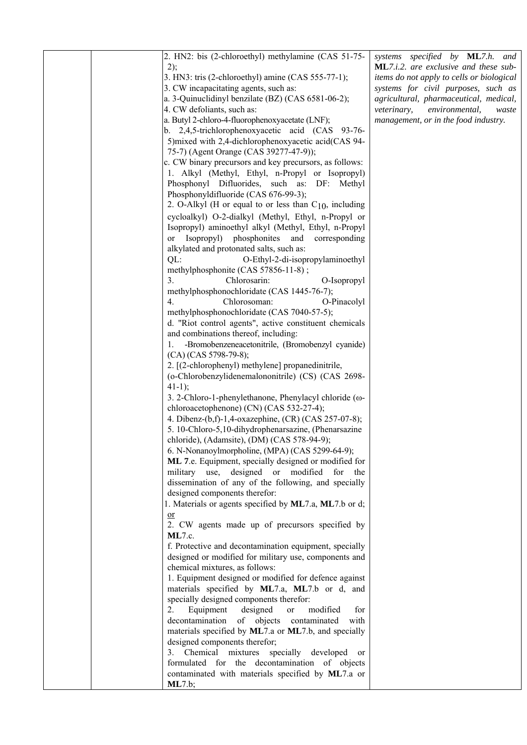| | | 2. HN2: bis (2-chloroethyl) methylamine (CAS 51-75-2);<br>3. HN3: tris (2-chloroethyl) amine (CAS 555-77-1);<br>3. CW incapacitating agents, such as:<br>a. 3-Quinuclidinyl benzilate (BZ) (CAS 6581-06-2);<br>4. CW defoliants, such as:<br>a. Butyl 2-chloro-4-fluorophenoxyacetate (LNF);<br>b. 2,4,5-trichlorophenoxyacetic acid (CAS 93-76-5)mixed with 2,4-dichlorophenoxyacetic acid(CAS 94-75-7) (Agent Orange (CAS 39277-47-9));<br>c. CW binary precursors and key precursors, as follows:<br>1. Alkyl (Methyl, Ethyl, n-Propyl or Isopropyl) Phosphonyl Difluorides, such as: DF: Methyl Phosphonyldifluoride (CAS 676-99-3);<br>2. O-Alkyl (H or equal to or less than $C_{10}$, including cycloalkyl) O-2-dialkyl (Methyl, Ethyl, n-Propyl or Isopropyl) aminoethyl alkyl (Methyl, Ethyl, n-Propyl or Isopropyl) phosphonites and corresponding alkylated and protonated salts, such as:<br>QL: O-Ethyl-2-di-isopropylaminoethyl methylphosphonite (CAS 57856-11-8) ;<br>3. Chlorosarin: O-Isopropyl methylphosphonochloridate (CAS 1445-76-7);<br>4. Chlorosoman: O-Pinacolyl methylphosphonochloridate (CAS 7040-57-5);<br>d. "Riot control agents", active constituent chemicals and combinations thereof, including:<br>1. -Bromobenzeneacetonitrile, (Bromobenzyl cyanide) (CA) (CAS 5798-79-8);<br>2. [(2-chlorophenyl) methylene] propanedinitrile, (o-Chlorobenzylidenemalononitrile) (CS) (CAS 2698-41-1);<br>3. 2-Chloro-1-phenylethanone, Phenylacyl chloride (ω-chloroacetophenone) (CN) (CAS 532-27-4);<br>4. Dibenz-(b,f)-1,4-oxazephine, (CR) (CAS 257-07-8);<br>5. 10-Chloro-5,10-dihydrophenarsazine, (Phenarsazine chloride), (Adamsite), (DM) (CAS 578-94-9);<br>6. N-Nonanoylmorpholine, (MPA) (CAS 5299-64-9);<br>**ML 7**.e. Equipment, specially designed or modified for military use, designed or modified for the dissemination of any of the following, and specially designed components therefor:<br>1. Materials or agents specified by **ML**7.a, **ML**7.b or d; or<br>2. CW agents made up of precursors specified by **ML**7.c.<br>f. Protective and decontamination equipment, specially designed or modified for military use, components and chemical mixtures, as follows:<br>1. Equipment designed or modified for defence against materials specified by **ML**7.a, **ML**7.b or d, and specially designed components therefor:<br>2. Equipment designed or modified for decontamination of objects contaminated with materials specified by **ML**7.a or **ML**7.b, and specially designed components therefor;<br>3. Chemical mixtures specially developed or formulated for the decontamination of objects contaminated with materials specified by **ML**7.a or **ML**7.b; | *systems specified by* ***ML****7.h. and* ***ML****7.i.2. are exclusive and these sub-items do not apply to cells or biological systems for civil purposes, such as agricultural, pharmaceutical, medical, veterinary, environmental, waste management, or in the food industry.* |
|---|---|---|---|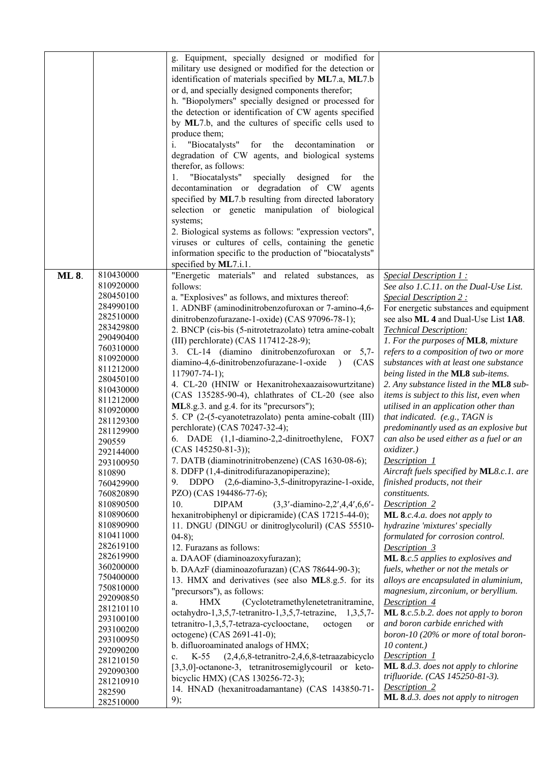| | | | |
|---|---|---|---|
| | | g. Equipment, specially designed or modified for military use designed or modified for the detection or identification of materials specified by **ML**7.a, **ML**7.b or d, and specially designed components therefor;<br>h. "Biopolymers" specially designed or processed for the detection or identification of CW agents specified by **ML**7.b, and the cultures of specific cells used to produce them;<br>i. "Biocatalysts" for the decontamination or degradation of CW agents, and biological systems therefor, as follows:<br>1. "Biocatalysts" specially designed for the decontamination or degradation of CW agents specified by **ML**7.b resulting from directed laboratory selection or genetic manipulation of biological systems;<br>2. Biological systems as follows: "expression vectors", viruses or cultures of cells, containing the genetic information specific to the production of "biocatalysts" specified by **ML**7.i.1. | |
| **ML 8.** | 810430000<br>810920000<br>280450100<br>284990100<br>282510000<br>283429800<br>290490400<br>760310000<br>810920000<br>811212000<br>280450100<br>810430000<br>811212000<br>810920000<br>281129300<br>281129900<br>290559<br>292144000<br>293100950<br>810890<br>760429900<br>760820890<br>810890500<br>810890600<br>810890900<br>810411000<br>282619100<br>282619900<br>360200000<br>750400000<br>750810000<br>292090850<br>281210110<br>293100100<br>293100200<br>293100950<br>292090200<br>281210150<br>292090300<br>281210910<br>282590<br>282510000 | "Energetic materials" and related substances, as follows:<br>a. "Explosives" as follows, and mixtures thereof:<br>1. ADNBF (aminodinitrobenzofuroxan or 7-amino-4,6-dinitrobenzofurazane-1-oxide) (CAS 97096-78-1);<br>2. BNCP (cis-bis (5-nitrotetrazolato) tetra amine-cobalt (III) perchlorate) (CAS 117412-28-9);<br>3. CL-14 (diamino dinitrobenzofuroxan or 5,7-diamino-4,6-dinitrobenzofurazane-1-oxide ) (CAS 117907-74-1);<br>4. CL-20 (HNIW or Hexanitrohexaazaisowurtzitane) (CAS 135285-90-4), chlathrates of CL-20 (see also **ML**8.g.3. and g.4. for its "precursors");<br>5. CP (2-(5-cyanotetrazolato) penta amine-cobalt (III) perchlorate) (CAS 70247-32-4);<br>6. DADE (1,1-diamino-2,2-dinitroethylene, FOX7 (CAS 145250-81-3));<br>7. DATB (diaminotrinitrobenzene) (CAS 1630-08-6);<br>8. DDFP (1,4-dinitrodifurazanopiperazine);<br>9. DDPO (2,6-diamino-3,5-dinitropyrazine-1-oxide, PZO) (CAS 194486-77-6);<br>10. DIPAM (3,3′-diamino-2,2′,4,4′,6,6′-hexanitrobiphenyl or dipicramide) (CAS 17215-44-0);<br>11. DNGU (DINGU or dinitroglycoluril) (CAS 55510-04-8);<br>12. Furazans as follows:<br>a. DAAOF (diaminoazoxyfurazan);<br>b. DAAzF (diaminoazofurazan) (CAS 78644-90-3);<br>13. HMX and derivatives (see also **ML**8.g.5. for its "precursors"), as follows:<br>a. HMX (Cyclotetramethylenetetranitramine, octahydro-1,3,5,7-tetranitro-1,3,5,7-tetrazine, 1,3,5,7-tetranitro-1,3,5,7-tetraza-cyclooctane, octogen or octogene) (CAS 2691-41-0);<br>b. difluoroaminated analogs of HMX;<br>c. K-55 (2,4,6,8-tetranitro-2,4,6,8-tetraazabicyclo [3,3,0]-octanone-3, tetranitrosemiglycouril or keto-bicyclic HMX) (CAS 130256-72-3);<br>14. HNAD (hexanitroadamantane) (CAS 143850-71-9); | *Special Description 1 :*<br>*See also 1.C.11. on the Dual-Use List.*<br>*Special Description 2 :*<br>For energetic substances and equipment see also **ML 4** and Dual-Use List **1A8**.<br>*Technical Description:*<br>*1. For the purposes of **ML8**, mixture refers to a composition of two or more substances with at least one substance being listed in the **ML8** sub-items.*<br>*2. Any substance listed in the **ML8** sub-items is subject to this list, even when utilised in an application other than that indicated. (e.g., TAGN is predominantly used as an explosive but can also be used either as a fuel or an oxidizer.)*<br>*Description 1*<br>*Aircraft fuels specified by **ML**8.c.1. are finished products, not their constituents.*<br>*Description 2*<br>***ML 8**.c.4.a. does not apply to hydrazine 'mixtures' specially formulated for corrosion control.*<br>*Description 3*<br>***ML 8**.c.5 applies to explosives and fuels, whether or not the metals or alloys are encapsulated in aluminium, magnesium, zirconium, or beryllium.*<br>*Description 4*<br>***ML 8**.c.5.b.2. does not apply to boron and boron carbide enriched with boron-10 (20% or more of total boron-10 content.)*<br>*Description 1*<br>***ML 8**.d.3. does not apply to chlorine trifluoride. (CAS 145250-81-3).*<br>*Description 2*<br>***ML 8**.d.3. does not apply to nitrogen* |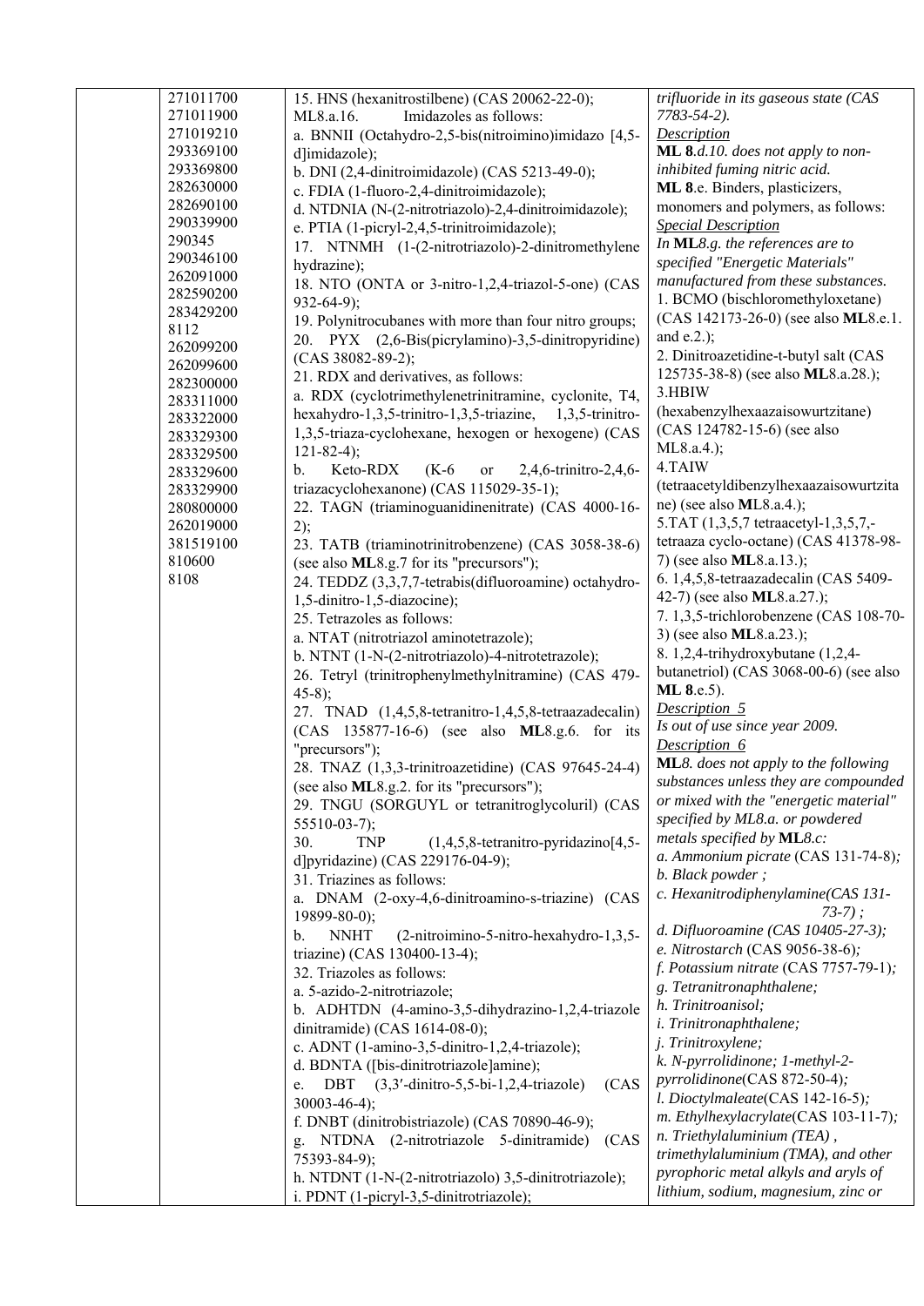| | | | |
|---|---|---|---|
| | 271011700<br>271011900<br>271019210<br>293369100<br>293369800<br>282630000<br>282690100<br>290339900<br>290345<br>290346100<br>262091000<br>282590200<br>283429200<br>8112<br>262099200<br>262099600<br>282300000<br>283311000<br>283322000<br>283329300<br>283329500<br>283329600<br>283329900<br>280800000<br>262019000<br>381519100<br>810600<br>8108 | 15. HNS (hexanitrostilbene) (CAS 20062-22-0);<br>ML8.a.16. Imidazoles as follows:<br>a. BNNII (Octahydro-2,5-bis(nitroimino)imidazo [4,5-d]imidazole);<br>b. DNI (2,4-dinitroimidazole) (CAS 5213-49-0);<br>c. FDIA (1-fluoro-2,4-dinitroimidazole);<br>d. NTDNIA (N-(2-nitrotriazolo)-2,4-dinitroimidazole);<br>e. PTIA (1-picryl-2,4,5-trinitroimidazole);<br>17. NTNMH (1-(2-nitrotriazolo)-2-dinitromethylene hydrazine);<br>18. NTO (ONTA or 3-nitro-1,2,4-triazol-5-one) (CAS 932-64-9);<br>19. Polynitrocubanes with more than four nitro groups;<br>20. PYX (2,6-Bis(picrylamino)-3,5-dinitropyridine) (CAS 38082-89-2);<br>21. RDX and derivatives, as follows:<br>a. RDX (cyclotrimethylenetrinitramine, cyclonite, T4, hexahydro-1,3,5-trinitro-1,3,5-triazine, 1,3,5-trinitro-1,3,5-triaza-cyclohexane, hexogen or hexogene) (CAS 121-82-4);<br>b. Keto-RDX (K-6 or 2,4,6-trinitro-2,4,6-triazacyclohexanone) (CAS 115029-35-1);<br>22. TAGN (triaminoguanidinenitrate) (CAS 4000-16-2);<br>23. TATB (triaminotrinitrobenzene) (CAS 3058-38-6) (see also **ML**8.g.7 for its "precursors");<br>24. TEDDZ (3,3,7,7-tetrabis(difluoroamine) octahydro-1,5-dinitro-1,5-diazocine);<br>25. Tetrazoles as follows:<br>a. NTAT (nitrotriazol aminotetrazole);<br>b. NTNT (1-N-(2-nitrotriazolo)-4-nitrotetrazole);<br>26. Tetryl (trinitrophenylmethylnitramine) (CAS 479-45-8);<br>27. TNAD (1,4,5,8-tetranitro-1,4,5,8-tetraazadecalin) (CAS 135877-16-6) (see also **ML**8.g.6. for its "precursors");<br>28. TNAZ (1,3,3-trinitroazetidine) (CAS 97645-24-4) (see also **ML**8.g.2. for its "precursors");<br>29. TNGU (SORGUYL or tetranitroglycoluril) (CAS 55510-03-7);<br>30. TNP (1,4,5,8-tetranitro-pyridazino[4,5-d]pyridazine) (CAS 229176-04-9);<br>31. Triazines as follows:<br>a. DNAM (2-oxy-4,6-dinitroamino-s-triazine) (CAS 19899-80-0);<br>b. NNHT (2-nitroimino-5-nitro-hexahydro-1,3,5-triazine) (CAS 130400-13-4);<br>32. Triazoles as follows:<br>a. 5-azido-2-nitrotriazole;<br>b. ADHTDN (4-amino-3,5-dihydrazino-1,2,4-triazole dinitramide) (CAS 1614-08-0);<br>c. ADNT (1-amino-3,5-dinitro-1,2,4-triazole);<br>d. BDNTA ([bis-dinitrotriazole]amine);<br>e. DBT (3,3′-dinitro-5,5-bi-1,2,4-triazole) (CAS 30003-46-4);<br>f. DNBT (dinitrobistriazole) (CAS 70890-46-9);<br>g. NTDNA (2-nitrotriazole 5-dinitramide) (CAS 75393-84-9);<br>h. NTDNT (1-N-(2-nitrotriazolo) 3,5-dinitrotriazole);<br>i. PDNT (1-picryl-3,5-dinitrotriazole); | *trifluoride in its gaseous state (CAS 7783-54-2).*<br>*Description*<br>**ML 8**.*d.10. does not apply to non-inhibited fuming nitric acid.*<br>**ML 8**.e. Binders, plasticizers, monomers and polymers, as follows:<br>*Special Description*<br>*In* **ML**8.g. *the references are to specified "Energetic Materials" manufactured from these substances.*<br>1. BCMO (bischloromethyloxetane) (CAS 142173-26-0) (see also **ML**8.e.1. and e.2.);<br>2. Dinitroazetidine-t-butyl salt (CAS 125735-38-8) (see also **ML**8.a.28.);<br>3.HBIW (hexabenzylhexaazaisowurtzitane) (CAS 124782-15-6) (see also ML8.a.4.);<br>4.TAIW (tetraacetyldibenzylhexaazaisowurtzitane) (see also **M**L8.a.4.);<br>5.TAT (1,3,5,7 tetraacetyl-1,3,5,7,-tetraaza cyclo-octane) (CAS 41378-98-7) (see also **ML**8.a.13.);<br>6. 1,4,5,8-tetraazadecalin (CAS 5409-42-7) (see also **ML**8.a.27.);<br>7. 1,3,5-trichlorobenzene (CAS 108-70-3) (see also **ML**8.a.23.);<br>8. 1,2,4-trihydroxybutane (1,2,4-butanetriol) (CAS 3068-00-6) (see also **ML 8**.e.5).<br>*Description 5*<br>*Is out of use since year 2009.*<br>*Description 6*<br>**ML**8. *does not apply to the following substances unless they are compounded or mixed with the "energetic material" specified by ML8.a. or powdered metals specified by* **ML**8.c:<br>*a. Ammonium picrate* (CAS 131-74-8)*;*<br>*b. Black powder ;*<br>*c. Hexanitrodiphenylamine(CAS 131-73-7) ;*<br>*d. Difluoroamine (CAS 10405-27-3);*<br>*e. Nitrostarch* (CAS 9056-38-6)*;*<br>*f. Potassium nitrate* (CAS 7757-79-1)*;*<br>*g. Tetranitronaphthalene;*<br>*h. Trinitroanisol;*<br>*i. Trinitronaphthalene;*<br>*j. Trinitroxylene;*<br>*k. N-pyrrolidinone; 1-methyl-2-pyrrolidinone*(CAS 872-50-4)*;*<br>*l. Dioctylmaleate*(CAS 142-16-5)*;*<br>*m. Ethylhexylacrylate*(CAS 103-11-7)*;*<br>*n. Triethylaluminium (TEA) , trimethylaluminium (TMA), and other pyrophoric metal alkyls and aryls of lithium, sodium, magnesium, zinc or* |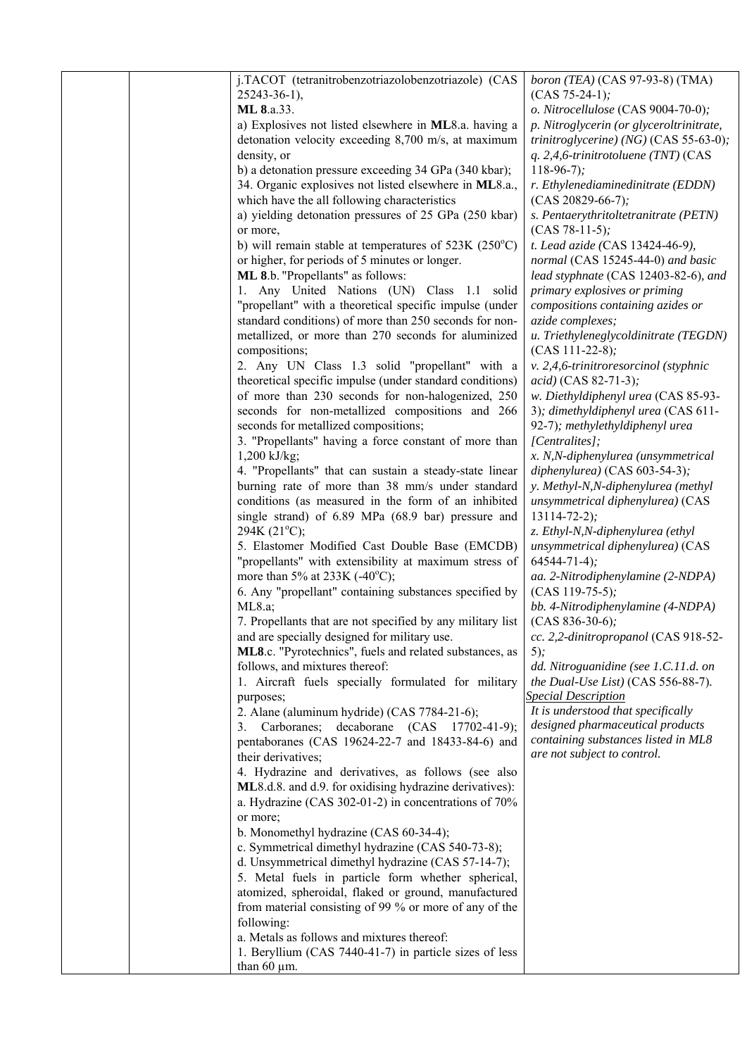| | | j.TACOT (tetranitrobenzotriazolobenzotriazole) (CAS 25243-36-1),<br>**ML 8**.a.33.<br>a) Explosives not listed elsewhere in **ML**8.a. having a detonation velocity exceeding 8,700 m/s, at maximum density, or<br>b) a detonation pressure exceeding 34 GPa (340 kbar);<br>34. Organic explosives not listed elsewhere in **ML**8.a., which have the all following characteristics<br>a) yielding detonation pressures of 25 GPa (250 kbar) or more,<br>b) will remain stable at temperatures of 523K (250°C) or higher, for periods of 5 minutes or longer.<br>**ML 8**.b. "Propellants" as follows:<br>1. Any United Nations (UN) Class 1.1 solid "propellant" with a theoretical specific impulse (under standard conditions) of more than 250 seconds for non-metallized, or more than 270 seconds for aluminized compositions;<br>2. Any UN Class 1.3 solid "propellant" with a theoretical specific impulse (under standard conditions) of more than 230 seconds for non-halogenized, 250 seconds for non-metallized compositions and 266 seconds for metallized compositions;<br>3. "Propellants" having a force constant of more than 1,200 kJ/kg;<br>4. "Propellants" that can sustain a steady-state linear burning rate of more than 38 mm/s under standard conditions (as measured in the form of an inhibited single strand) of 6.89 MPa (68.9 bar) pressure and 294K (21°C);<br>5. Elastomer Modified Cast Double Base (EMCDB) "propellants" with extensibility at maximum stress of more than 5% at 233K (-40°C);<br>6. Any "propellant" containing substances specified by ML8.a;<br>7. Propellants that are not specified by any military list and are specially designed for military use.<br>**ML8**.c. "Pyrotechnics", fuels and related substances, as follows, and mixtures thereof:<br>1. Aircraft fuels specially formulated for military purposes;<br>2. Alane (aluminum hydride) (CAS 7784-21-6);<br>3. Carboranes; decaborane (CAS 17702-41-9); pentaboranes (CAS 19624-22-7 and 18433-84-6) and their derivatives;<br>4. Hydrazine and derivatives, as follows (see also **ML**8.d.8. and d.9. for oxidising hydrazine derivatives):<br>a. Hydrazine (CAS 302-01-2) in concentrations of 70% or more;<br>b. Monomethyl hydrazine (CAS 60-34-4);<br>c. Symmetrical dimethyl hydrazine (CAS 540-73-8);<br>d. Unsymmetrical dimethyl hydrazine (CAS 57-14-7);<br>5. Metal fuels in particle form whether spherical, atomized, spheroidal, flaked or ground, manufactured from material consisting of 99 % or more of any of the following:<br>a. Metals as follows and mixtures thereof:<br>1. Beryllium (CAS 7440-41-7) in particle sizes of less than 60 µm. | *boron (TEA)* (CAS 97-93-8) (TMA) (CAS 75-24-1)*;*<br>*o. Nitrocellulose* (CAS 9004-70-0)*;*<br>*p. Nitroglycerin (or glyceroltrinitrate, trinitroglycerine) (NG)* (CAS 55-63-0)*;*<br>*q. 2,4,6-trinitrotoluene (TNT)* (CAS 118-96-7)*;*<br>*r. Ethylenediaminedinitrate (EDDN)* (CAS 20829-66-7)*;*<br>*s. Pentaerythritoltetranitrate (PETN)* (CAS 78-11-5)*;*<br>*t. Lead azide (*CAS 13424-46-9*), normal* (CAS 15245-44-0) *and basic lead styphnate* (CAS 12403-82-6)*, and primary explosives or priming compositions containing azides or azide complexes;*<br>*u. Triethyleneglycoldinitrate (TEGDN)* (CAS 111-22-8)*;*<br>*v. 2,4,6-trinitroresorcinol (styphnic acid)* (CAS 82-71-3)*;*<br>*w. Diethyldiphenyl urea* (CAS 85-93-3)*; dimethyldiphenyl urea* (CAS 611-92-7)*; methylethyldiphenyl urea [Centralites];*<br>*x. N,N-diphenylurea (unsymmetrical diphenylurea)* (CAS 603-54-3)*;*<br>*y. Methyl-N,N-diphenylurea (methyl unsymmetrical diphenylurea)* (CAS 13114-72-2)*;*<br>*z. Ethyl-N,N-diphenylurea (ethyl unsymmetrical diphenylurea)* (CAS 64544-71-4)*;*<br>*aa. 2-Nitrodiphenylamine (2-NDPA)* (CAS 119-75-5)*;*<br>*bb. 4-Nitrodiphenylamine (4-NDPA)* (CAS 836-30-6)*;*<br>*cc. 2,2-dinitropropanol* (CAS 918-52-5)*;*<br>*dd. Nitroguanidine (see 1.C.11.d. on the Dual-Use List)* (CAS 556-88-7)*.*<br>*Special Description*<br>*It is understood that specifically designed pharmaceutical products containing substances listed in ML8 are not subject to control.* |
|---|---|---|---|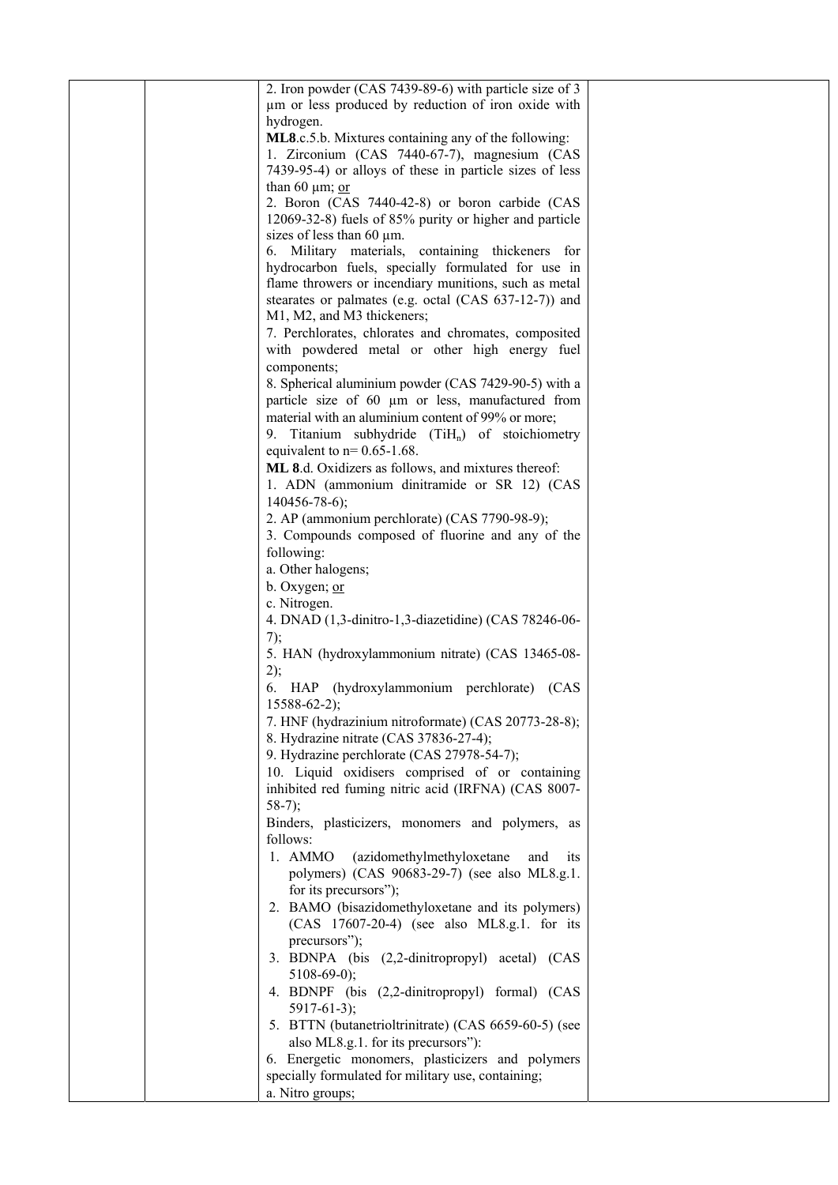2. Iron powder (CAS 7439-89-6) with particle size of 3 µm or less produced by reduction of iron oxide with hydrogen.

**ML8**.c.5.b. Mixtures containing any of the following:

1. Zirconium (CAS 7440-67-7), magnesium (CAS 7439-95-4) or alloys of these in particle sizes of less than 60 µm; or
2. Boron (CAS 7440-42-8) or boron carbide (CAS 12069-32-8) fuels of 85% purity or higher and particle sizes of less than 60 µm.

6. Military materials, containing thickeners for hydrocarbon fuels, specially formulated for use in flame throwers or incendiary munitions, such as metal stearates or palmates (e.g. octal (CAS 637-12-7)) and M1, M2, and M3 thickeners;

7. Perchlorates, chlorates and chromates, composited with powdered metal or other high energy fuel components;

8. Spherical aluminium powder (CAS 7429-90-5) with a particle size of 60 µm or less, manufactured from material with an aluminium content of 99% or more;

9. Titanium subhydride ($TiH_n$) of stoichiometry equivalent to n= 0.65-1.68.

**ML 8**.d. Oxidizers as follows, and mixtures thereof:

1. ADN (ammonium dinitramide or SR 12) (CAS 140456-78-6);
2. AP (ammonium perchlorate) (CAS 7790-98-9);
3. Compounds composed of fluorine and any of the following:
   a. Other halogens;
   b. Oxygen; or
   c. Nitrogen.
4. DNAD (1,3-dinitro-1,3-diazetidine) (CAS 78246-06-7);
5. HAN (hydroxylammonium nitrate) (CAS 13465-08-2);
6. HAP (hydroxylammonium perchlorate) (CAS 15588-62-2);
7. HNF (hydrazinium nitroformate) (CAS 20773-28-8);
8. Hydrazine nitrate (CAS 37836-27-4);
9. Hydrazine perchlorate (CAS 27978-54-7);
10. Liquid oxidisers comprised of or containing inhibited red fuming nitric acid (IRFNA) (CAS 8007-58-7);

Binders, plasticizers, monomers and polymers, as follows:

1. AMMO (azidomethylmethyloxetane and its polymers) (CAS 90683-29-7) (see also ML8.g.1. for its precursors");
2. BAMO (bisazidomethyloxetane and its polymers) (CAS 17607-20-4) (see also ML8.g.1. for its precursors");
3. BDNPA (bis (2,2-dinitropropyl) acetal) (CAS 5108-69-0);
4. BDNPF (bis (2,2-dinitropropyl) formal) (CAS 5917-61-3);
5. BTTN (butanetrioltrinitrate) (CAS 6659-60-5) (see also ML8.g.1. for its precursors"):
6. Energetic monomers, plasticizers and polymers specially formulated for military use, containing;
   a. Nitro groups;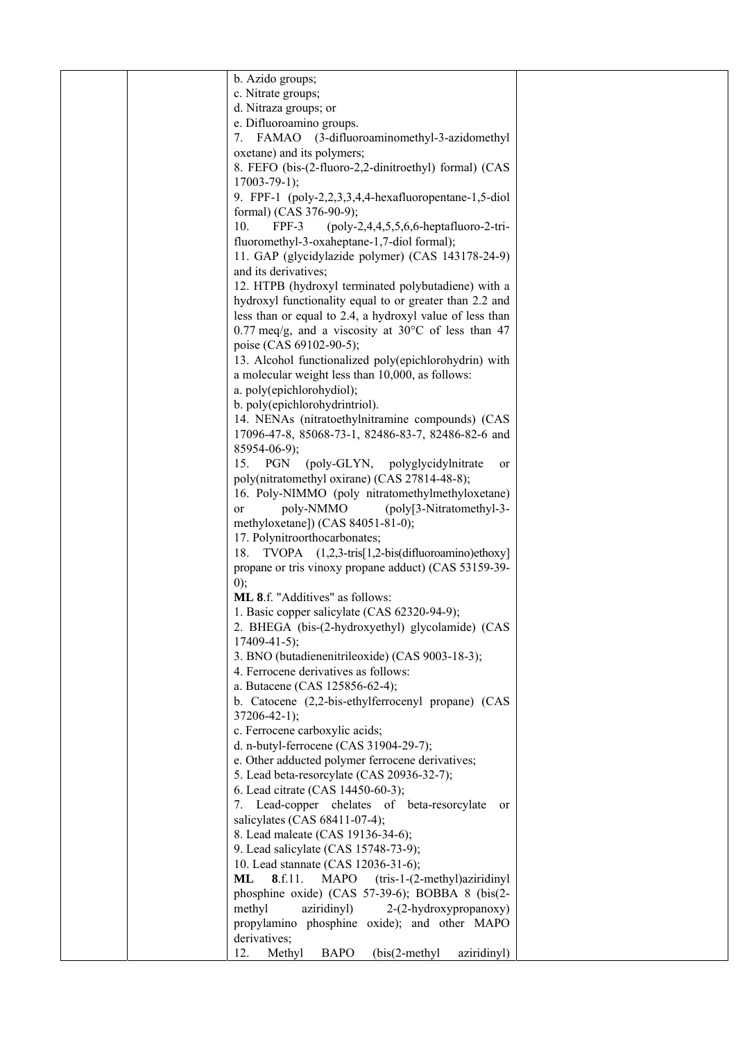b. Azido groups;
c. Nitrate groups;
d. Nitraza groups; or
e. Difluoroamino groups.

7. FAMAO (3-difluoroaminomethyl-3-azidomethyl oxetane) and its polymers;
8. FEFO (bis-(2-fluoro-2,2-dinitroethyl) formal) (CAS 17003-79-1);
9. FPF-1 (poly-2,2,3,3,4,4-hexafluoropentane-1,5-diol formal) (CAS 376-90-9);
10. FPF-3 (poly-2,4,4,5,5,6,6-heptafluoro-2-tri-fluoromethyl-3-oxaheptane-1,7-diol formal);
11. GAP (glycidylazide polymer) (CAS 143178-24-9) and its derivatives;
12. HTPB (hydroxyl terminated polybutadiene) with a hydroxyl functionality equal to or greater than 2.2 and less than or equal to 2.4, a hydroxyl value of less than 0.77 meq/g, and a viscosity at 30°C of less than 47 poise (CAS 69102-90-5);
13. Alcohol functionalized poly(epichlorohydrin) with a molecular weight less than 10,000, as follows:

a. poly(epichlorohydiol);
b. poly(epichlorohydrintriol).

14. NENAs (nitratoethylnitramine compounds) (CAS 17096-47-8, 85068-73-1, 82486-83-7, 82486-82-6 and 85954-06-9);
15. PGN (poly-GLYN, polyglycidylnitrate or poly(nitratomethyl oxirane) (CAS 27814-48-8);
16. Poly-NIMMO (poly nitratomethylmethyloxetane) or poly-NMMO (poly[3-Nitratomethyl-3-methyloxetane]) (CAS 84051-81-0);
17. Polynitroorthocarbonates;
18. TVOPA (1,2,3-tris[1,2-bis(difluoroamino)ethoxy] propane or tris vinoxy propane adduct) (CAS 53159-39-0);

**ML 8**.f. "Additives" as follows:

1. Basic copper salicylate (CAS 62320-94-9);
2. BHEGA (bis-(2-hydroxyethyl) glycolamide) (CAS 17409-41-5);
3. BNO (butadienenitrileoxide) (CAS 9003-18-3);
4. Ferrocene derivatives as follows:

a. Butacene (CAS 125856-62-4);
b. Catocene (2,2-bis-ethylferrocenyl propane) (CAS 37206-42-1);
c. Ferrocene carboxylic acids;
d. n-butyl-ferrocene (CAS 31904-29-7);
e. Other adducted polymer ferrocene derivatives;

5. Lead beta-resorcylate (CAS 20936-32-7);
6. Lead citrate (CAS 14450-60-3);
7. Lead-copper chelates of beta-resorcylate or salicylates (CAS 68411-07-4);
8. Lead maleate (CAS 19136-34-6);
9. Lead salicylate (CAS 15748-73-9);
10. Lead stannate (CAS 12036-31-6);

**ML 8**.f.11. MAPO (tris-1-(2-methyl)aziridinyl phosphine oxide) (CAS 57-39-6); BOBBA 8 (bis(2-methyl aziridinyl) 2-(2-hydroxypropanoxy) propylamino phosphine oxide); and other MAPO derivatives;

12. Methyl BAPO (bis(2-methyl aziridinyl)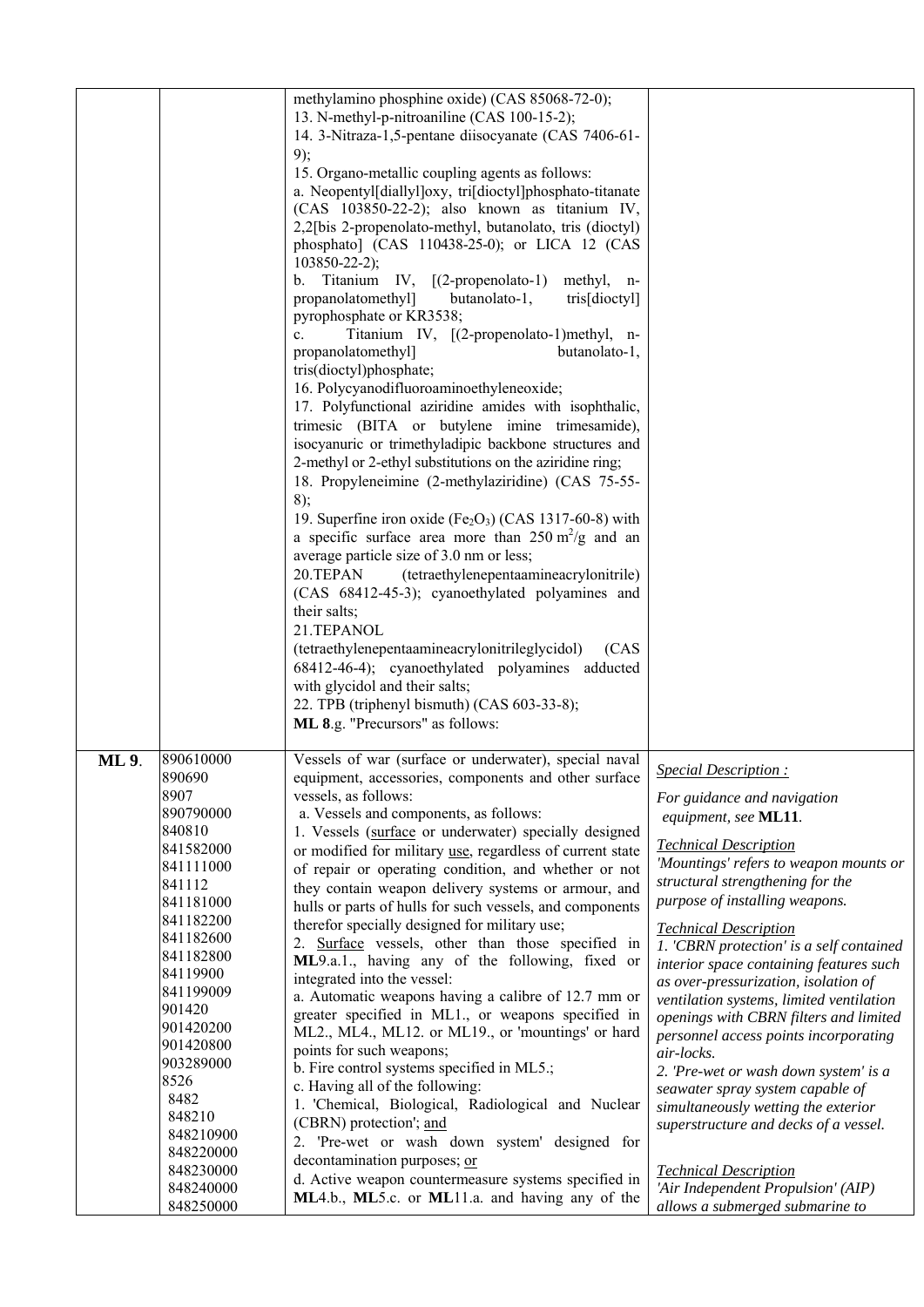| | | | |
|---|---|---|---|
| | | methylamino phosphine oxide) (CAS 85068-72-0);<br>13. N-methyl-p-nitroaniline (CAS 100-15-2);<br>14. 3-Nitraza-1,5-pentane diisocyanate (CAS 7406-61-9);<br>15. Organo-metallic coupling agents as follows:<br>a. Neopentyl[diallyl]oxy, tri[dioctyl]phosphato-titanate (CAS 103850-22-2); also known as titanium IV, 2,2[bis 2-propenolato-methyl, butanolato, tris (dioctyl) phosphato] (CAS 110438-25-0); or LICA 12 (CAS 103850-22-2);<br>b. Titanium IV, [(2-propenolato-1) methyl, n-propanolatomethyl] butanolato-1, tris[dioctyl] pyrophosphate or KR3538;<br>c. Titanium IV, [(2-propenolato-1)methyl, n-propanolatomethyl] butanolato-1, tris(dioctyl)phosphate;<br>16. Polycyanodifluoroaminoethyleneoxide;<br>17. Polyfunctional aziridine amides with isophthalic, trimesic (BITA or butylene imine trimesamide), isocyanuric or trimethyladipic backbone structures and 2-methyl or 2-ethyl substitutions on the aziridine ring;<br>18. Propyleneimine (2-methylaziridine) (CAS 75-55-8);<br>19. Superfine iron oxide ($Fe_2O_3$) (CAS 1317-60-8) with a specific surface area more than 250 $m^2/g$ and an average particle size of 3.0 nm or less;<br>20.TEPAN (tetraethylenepentaamineacrylonitrile) (CAS 68412-45-3); cyanoethylated polyamines and their salts;<br>21.TEPANOL (tetraethylenepentaamineacrylonitrileglycidol) (CAS 68412-46-4); cyanoethylated polyamines adducted with glycidol and their salts;<br>22. TPB (triphenyl bismuth) (CAS 603-33-8);<br>**ML 8**.g. "Precursors" as follows: | |
| **ML 9**. | 890610000<br>890690<br>8907<br>890790000<br>840810<br>841582000<br>841111000<br>841112<br>841181000<br>841182200<br>841182600<br>841182800<br>84119900<br>841199009<br>901420<br>901420200<br>901420800<br>903289000<br>8526<br>8482<br>848210<br>848210900<br>848220000<br>848230000<br>848240000<br>848250000 | Vessels of war (surface or underwater), special naval equipment, accessories, components and other surface vessels, as follows:<br>a. Vessels and components, as follows:<br>1. Vessels (surface or underwater) specially designed or modified for military use, regardless of current state of repair or operating condition, and whether or not they contain weapon delivery systems or armour, and hulls or parts of hulls for such vessels, and components therefor specially designed for military use;<br>2. Surface vessels, other than those specified in **ML**9.a.1., having any of the following, fixed or integrated into the vessel:<br>a. Automatic weapons having a calibre of 12.7 mm or greater specified in ML1., or weapons specified in ML2., ML4., ML12. or ML19., or 'mountings' or hard points for such weapons;<br>b. Fire control systems specified in ML5.;<br>c. Having all of the following:<br>1. 'Chemical, Biological, Radiological and Nuclear (CBRN) protection'; and<br>2. 'Pre-wet or wash down system' designed for decontamination purposes; or<br>d. Active weapon countermeasure systems specified in **ML**4.b., **ML**5.c. or **ML**11.a. and having any of the | *Special Description :*<br>*For guidance and navigation equipment, see* ***ML11***.<br>*Technical Description*<br>*'Mountings' refers to weapon mounts or structural strengthening for the purpose of installing weapons.*<br>*Technical Description*<br>*1. 'CBRN protection' is a self contained interior space containing features such as over-pressurization, isolation of ventilation systems, limited ventilation openings with CBRN filters and limited personnel access points incorporating air-locks.*<br>*2. 'Pre-wet or wash down system' is a seawater spray system capable of simultaneously wetting the exterior superstructure and decks of a vessel.*<br>*Technical Description*<br>*'Air Independent Propulsion' (AIP) allows a submerged submarine to* |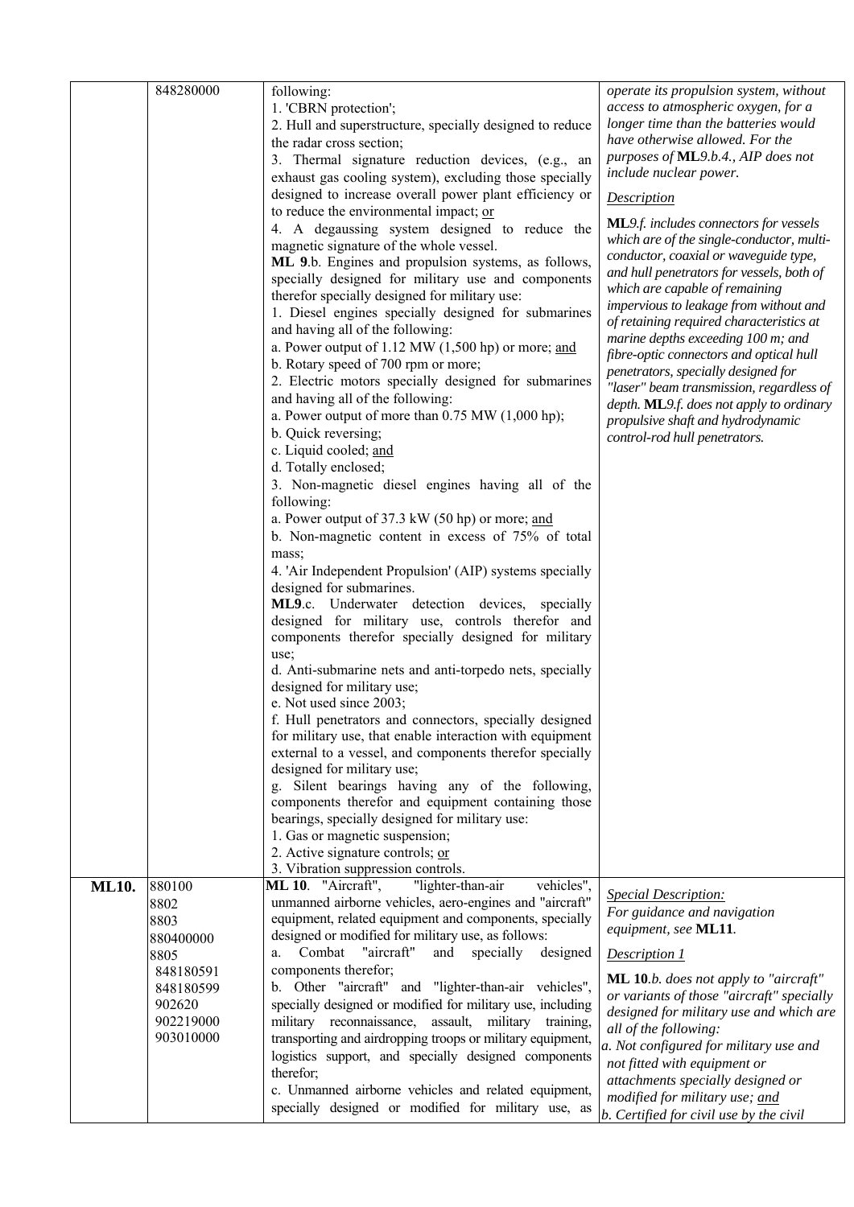| | | | |
|---|---|---|---|
| | 848280000 | following:<br>1. 'CBRN protection';<br>2. Hull and superstructure, specially designed to reduce the radar cross section;<br>3. Thermal signature reduction devices, (e.g., an exhaust gas cooling system), excluding those specially designed to increase overall power plant efficiency or to reduce the environmental impact; <u>or</u><br>4. A degaussing system designed to reduce the magnetic signature of the whole vessel.<br>**ML 9**.b. Engines and propulsion systems, as follows, specially designed for military use and components therefor specially designed for military use:<br>1. Diesel engines specially designed for submarines and having all of the following:<br>a. Power output of 1.12 MW (1,500 hp) or more; <u>and</u><br>b. Rotary speed of 700 rpm or more;<br>2. Electric motors specially designed for submarines and having all of the following:<br>a. Power output of more than 0.75 MW (1,000 hp);<br>b. Quick reversing;<br>c. Liquid cooled; <u>and</u><br>d. Totally enclosed;<br>3. Non-magnetic diesel engines having all of the following:<br>a. Power output of 37.3 kW (50 hp) or more; <u>and</u><br>b. Non-magnetic content in excess of 75% of total mass;<br>4. 'Air Independent Propulsion' (AIP) systems specially designed for submarines.<br>**ML9**.c. Underwater detection devices, specially designed for military use, controls therefor and components therefor specially designed for military use;<br>d. Anti-submarine nets and anti-torpedo nets, specially designed for military use;<br>e. Not used since 2003;<br>f. Hull penetrators and connectors, specially designed for military use, that enable interaction with equipment external to a vessel, and components therefor specially designed for military use;<br>g. Silent bearings having any of the following, components therefor and equipment containing those bearings, specially designed for military use:<br>1. Gas or magnetic suspension;<br>2. Active signature controls; <u>or</u><br>3. Vibration suppression controls. | *operate its propulsion system, without access to atmospheric oxygen, for a longer time than the batteries would have otherwise allowed. For the purposes of* ***ML****9.b.4., AIP does not include nuclear power.*<br><u>*Description*</u><br>***ML****9.f. includes connectors for vessels which are of the single-conductor, multi-conductor, coaxial or waveguide type, and hull penetrators for vessels, both of which are capable of remaining impervious to leakage from without and of retaining required characteristics at marine depths exceeding 100 m; and fibre-optic connectors and optical hull penetrators, specially designed for "laser" beam transmission, regardless of depth.* ***ML****9.f. does not apply to ordinary propulsive shaft and hydrodynamic control-rod hull penetrators.* |
| **ML10.** | 880100<br>8802<br>8803<br>880400000<br>8805<br>848180591<br>848180599<br>902620<br>902219000<br>903010000 | **ML 10**. "Aircraft", "lighter-than-air vehicles", unmanned airborne vehicles, aero-engines and "aircraft" equipment, related equipment and components, specially designed or modified for military use, as follows:<br>a. Combat "aircraft" and specially designed components therefor;<br>b. Other "aircraft" and "lighter-than-air vehicles", specially designed or modified for military use, including military reconnaissance, assault, military training, transporting and airdropping troops or military equipment, logistics support, and specially designed components therefor;<br>c. Unmanned airborne vehicles and related equipment, specially designed or modified for military use, as | <u>*Special Description:*</u><br>*For guidance and navigation equipment, see* ***ML11****.*<br><u>*Description 1*</u><br>***ML 10****.b. does not apply to "aircraft" or variants of those "aircraft" specially designed for military use and which are all of the following:*<br>*a. Not configured for military use and not fitted with equipment or attachments specially designed or modified for military use;* <u>*and*</u><br>*b. Certified for civil use by the civil* |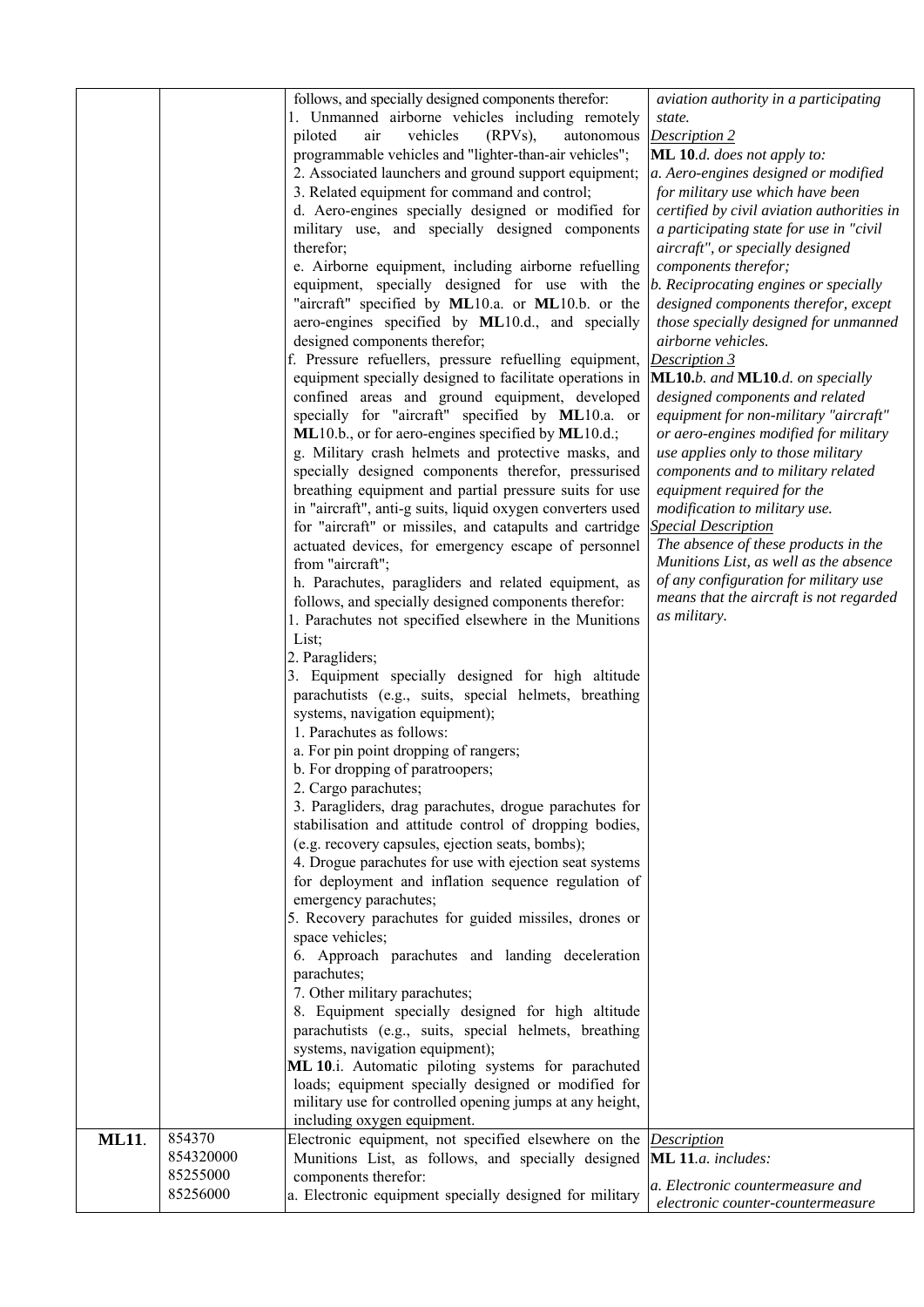| | | | |
|---|---|---|---|
| | | follows, and specially designed components therefor:<br>1. Unmanned airborne vehicles including remotely piloted air vehicles (RPVs), autonomous programmable vehicles and "lighter-than-air vehicles";<br>2. Associated launchers and ground support equipment;<br>3. Related equipment for command and control;<br>d. Aero-engines specially designed or modified for military use, and specially designed components therefor;<br>e. Airborne equipment, including airborne refuelling equipment, specially designed for use with the "aircraft" specified by **ML**10.a. or **ML**10.b. or the aero-engines specified by **ML**10.d., and specially designed components therefor;<br>f. Pressure refuellers, pressure refuelling equipment, equipment specially designed to facilitate operations in confined areas and ground equipment, developed specially for "aircraft" specified by **ML**10.a. or **ML**10.b., or for aero-engines specified by **ML**10.d.;<br>g. Military crash helmets and protective masks, and specially designed components therefor, pressurised breathing equipment and partial pressure suits for use in "aircraft", anti-g suits, liquid oxygen converters used for "aircraft" or missiles, and catapults and cartridge actuated devices, for emergency escape of personnel from "aircraft";<br>h. Parachutes, paragliders and related equipment, as follows, and specially designed components therefor:<br>1. Parachutes not specified elsewhere in the Munitions List;<br>2. Paragliders;<br>3. Equipment specially designed for high altitude parachutists (e.g., suits, special helmets, breathing systems, navigation equipment);<br>1. Parachutes as follows:<br>a. For pin point dropping of rangers;<br>b. For dropping of paratroopers;<br>2. Cargo parachutes;<br>3. Paragliders, drag parachutes, drogue parachutes for stabilisation and attitude control of dropping bodies, (e.g. recovery capsules, ejection seats, bombs);<br>4. Drogue parachutes for use with ejection seat systems for deployment and inflation sequence regulation of emergency parachutes;<br>5. Recovery parachutes for guided missiles, drones or space vehicles;<br>6. Approach parachutes and landing deceleration parachutes;<br>7. Other military parachutes;<br>8. Equipment specially designed for high altitude parachutists (e.g., suits, special helmets, breathing systems, navigation equipment);<br>**ML 10**.i. Automatic piloting systems for parachuted loads; equipment specially designed or modified for military use for controlled opening jumps at any height, including oxygen equipment. | *aviation authority in a participating state.*<br><u>*Description 2*</u><br>***ML 10**.d. does not apply to:*<br>*a. Aero-engines designed or modified for military use which have been certified by civil aviation authorities in a participating state for use in "civil aircraft", or specially designed components therefor;*<br>*b. Reciprocating engines or specially designed components therefor, except those specially designed for unmanned airborne vehicles.*<br><u>*Description 3*</u><br>***ML10**.b. and **ML10**.d. on specially designed components and related equipment for non-military "aircraft" or aero-engines modified for military use applies only to those military components and to military related equipment required for the modification to military use.*<br><u>*Special Description*</u><br>*The absence of these products in the Munitions List, as well as the absence of any configuration for military use means that the aircraft is not regarded as military.* |
| **ML11**. | 854370<br>854320000<br>85255000<br>85256000 | Electronic equipment, not specified elsewhere on the Munitions List, as follows, and specially designed components therefor:<br>a. Electronic equipment specially designed for military | <u>*Description*</u><br>***ML 11**.a. includes:*<br>*a. Electronic countermeasure and electronic counter-countermeasure* |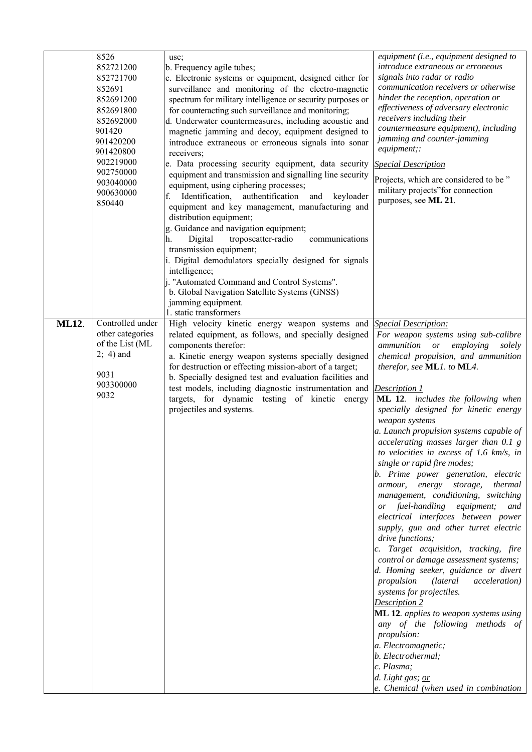| | | | |
|---|---|---|---|
| | 8526<br>852721200<br>852721700<br>852691<br>852691200<br>852691800<br>852692000<br>901420<br>901420200<br>901420800<br>902219000<br>902750000<br>903040000<br>900630000<br>850440 | use;<br>b. Frequency agile tubes;<br>c. Electronic systems or equipment, designed either for surveillance and monitoring of the electro-magnetic spectrum for military intelligence or security purposes or for counteracting such surveillance and monitoring;<br>d. Underwater countermeasures, including acoustic and magnetic jamming and decoy, equipment designed to introduce extraneous or erroneous signals into sonar receivers;<br>e. Data processing security equipment, data security equipment and transmission and signalling line security equipment, using ciphering processes;<br>f. Identification, authentification and keyloader equipment and key management, manufacturing and distribution equipment;<br>g. Guidance and navigation equipment;<br>h. Digital troposcatter-radio communications transmission equipment;<br>i. Digital demodulators specially designed for signals intelligence;<br>j. "Automated Command and Control Systems".<br>b. Global Navigation Satellite Systems (GNSS) jamming equipment.<br>1. static transformers | *equipment (i.e., equipment designed to introduce extraneous or erroneous signals into radar or radio communication receivers or otherwise hinder the reception, operation or effectiveness of adversary electronic receivers including their countermeasure equipment), including jamming and counter-jamming equipment;:*<br><u>Special Description</u><br>Projects, which are considered to be " military projects"for connection purposes, see **ML 21**. |
| **ML12**. | Controlled under other categories of the List (ML 2; 4) and<br><br>9031<br>903300000<br>9032 | High velocity kinetic energy weapon systems and related equipment, as follows, and specially designed components therefor:<br>a. Kinetic energy weapon systems specially designed for destruction or effecting mission-abort of a target;<br>b. Specially designed test and evaluation facilities and test models, including diagnostic instrumentation and targets, for dynamic testing of kinetic energy projectiles and systems. | <u>Special Description:</u><br>*For weapon systems using sub-calibre ammunition or employing solely chemical propulsion, and ammunition therefor, see* **ML***1. to* **ML***4.*<br><u>Description 1</u><br>**ML 12***. includes the following when specially designed for kinetic energy weapon systems*<br>*a. Launch propulsion systems capable of accelerating masses larger than 0.1 g to velocities in excess of 1.6 km/s, in single or rapid fire modes;*<br>*b. Prime power generation, electric armour, energy storage, thermal management, conditioning, switching or fuel-handling equipment; and electrical interfaces between power supply, gun and other turret electric drive functions;*<br>*c. Target acquisition, tracking, fire control or damage assessment systems;*<br>*d. Homing seeker, guidance or divert propulsion (lateral acceleration) systems for projectiles.*<br><u>Description 2</u><br>**ML 12***. applies to weapon systems using any of the following methods of propulsion:*<br>*a. Electromagnetic;*<br>*b. Electrothermal;*<br>*c. Plasma;*<br>*d. Light gas; <u>or</u>*<br>*e. Chemical (when used in combination* |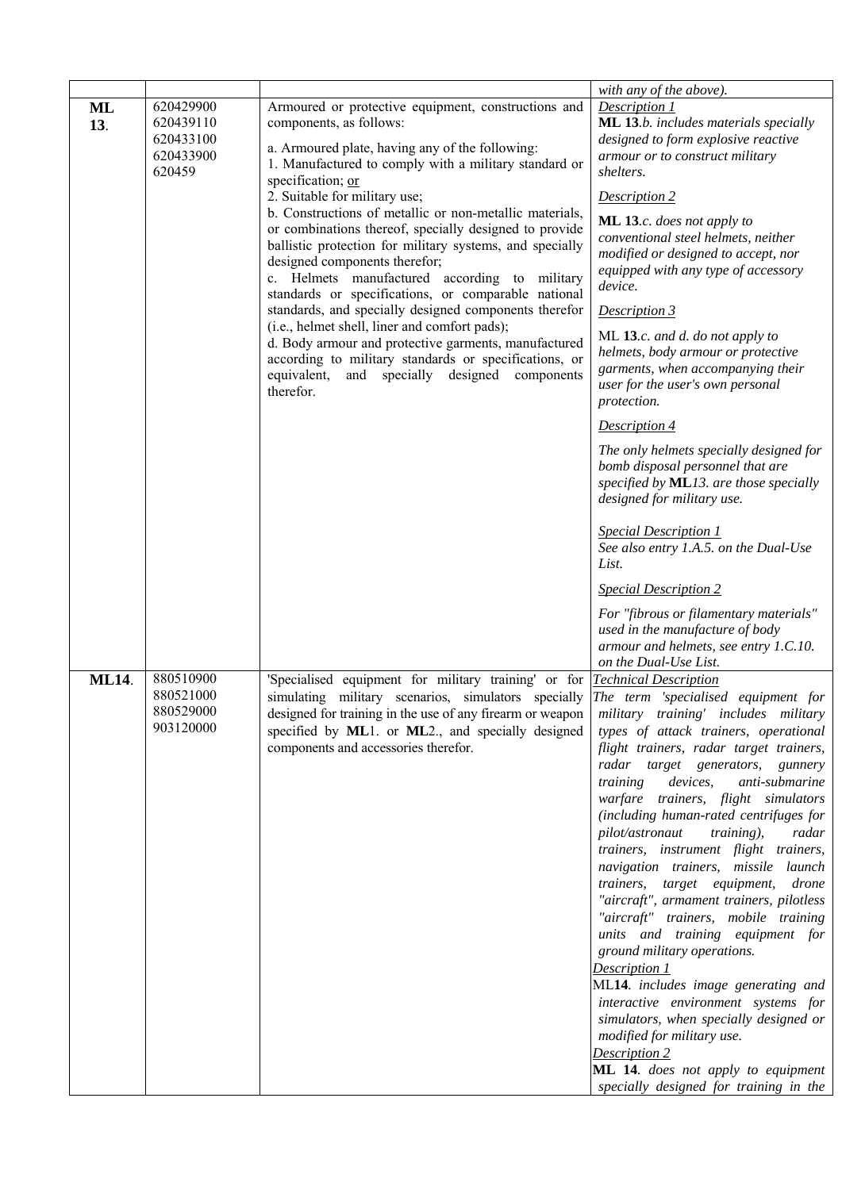| | | | |
|---|---|---|---|
| | | | *with any of the above).* |
| **ML 13**. | 620429900<br>620439110<br>620433100<br>620433900<br>620459 | Armoured or protective equipment, constructions and components, as follows:<br><br>a. Armoured plate, having any of the following:<br>1. Manufactured to comply with a military standard or specification; <u>or</u><br>2. Suitable for military use;<br>b. Constructions of metallic or non-metallic materials, or combinations thereof, specially designed to provide ballistic protection for military systems, and specially designed components therefor;<br>c. Helmets manufactured according to military standards or specifications, or comparable national standards, and specially designed components therefor (i.e., helmet shell, liner and comfort pads);<br>d. Body armour and protective garments, manufactured according to military standards or specifications, or equivalent, and specially designed components therefor. | <u>*Description 1*</u><br>***ML 13**.b. includes materials specially designed to form explosive reactive armour or to construct military shelters.*<br><br><u>*Description 2*</u><br>***ML 13**.c. does not apply to conventional steel helmets, neither modified or designed to accept, nor equipped with any type of accessory device.*<br><br><u>*Description 3*</u><br>*ML **13**.c. and d. do not apply to helmets, body armour or protective garments, when accompanying their user for the user's own personal protection.*<br><br><u>*Description 4*</u><br>*The only helmets specially designed for bomb disposal personnel that are specified by **ML**13. are those specially designed for military use.*<br><br><u>*Special Description 1*</u><br>*See also entry 1.A.5. on the Dual-Use List.*<br><br><u>*Special Description 2*</u><br>*For "fibrous or filamentary materials" used in the manufacture of body armour and helmets, see entry 1.C.10. on the Dual-Use List.* |
| **ML14**. | 880510900<br>880521000<br>880529000<br>903120000 | 'Specialised equipment for military training' or for simulating military scenarios, simulators specially designed for training in the use of any firearm or weapon specified by **ML**1. or **ML**2., and specially designed components and accessories therefor. | <u>*Technical Description*</u><br>*The term 'specialised equipment for military training' includes military types of attack trainers, operational flight trainers, radar target trainers, radar target generators, gunnery training devices, anti-submarine warfare trainers, flight simulators (including human-rated centrifuges for pilot/astronaut training), radar trainers, instrument flight trainers, navigation trainers, missile launch trainers, target equipment, drone "aircraft", armament trainers, pilotless "aircraft" trainers, mobile training units and training equipment for ground military operations.*<br><u>*Description 1*</u><br>*ML**14**. includes image generating and interactive environment systems for simulators, when specially designed or modified for military use.*<br><u>*Description 2*</u><br>***ML 14**. does not apply to equipment specially designed for training in the* |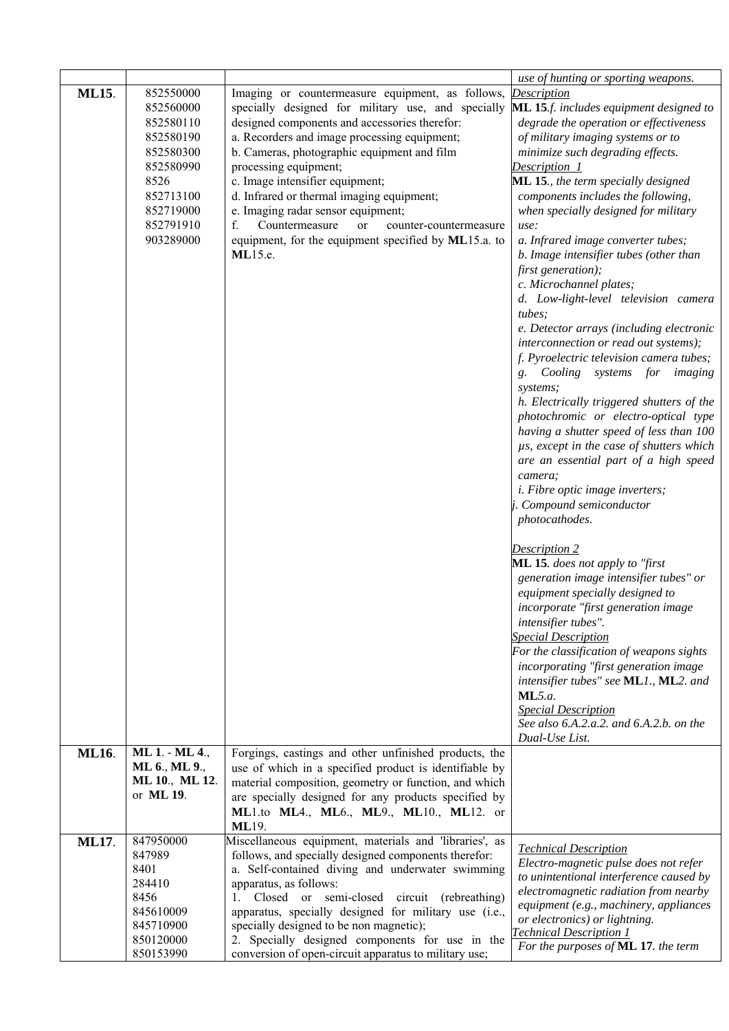| | | | *use of hunting or sporting weapons.* |
|---|---|---|---|
| **ML15**. | 852550000<br>852560000<br>852580110<br>852580190<br>852580300<br>852580990<br>8526<br>852713100<br>852719000<br>852791910<br>903289000 | Imaging or countermeasure equipment, as follows, specially designed for military use, and specially designed components and accessories therefor:<br>a. Recorders and image processing equipment;<br>b. Cameras, photographic equipment and film processing equipment;<br>c. Image intensifier equipment;<br>d. Infrared or thermal imaging equipment;<br>e. Imaging radar sensor equipment;<br>f. Countermeasure or counter-countermeasure equipment, for the equipment specified by **ML**15.a. to **ML**15.e. | <u>*Description*</u><br>**ML 15**.*f. includes equipment designed to degrade the operation or effectiveness of military imaging systems or to minimize such degrading effects.*<br><u>*Description 1*</u><br>**ML 15**.*, the term specially designed components includes the following, when specially designed for military use:*<br>*a. Infrared image converter tubes;*<br>*b. Image intensifier tubes (other than first generation);*<br>*c. Microchannel plates;*<br>*d. Low-light-level television camera tubes;*<br>*e. Detector arrays (including electronic interconnection or read out systems);*<br>*f. Pyroelectric television camera tubes;*<br>*g. Cooling systems for imaging systems;*<br>*h. Electrically triggered shutters of the photochromic or electro-optical type having a shutter speed of less than 100 μs, except in the case of shutters which are an essential part of a high speed camera;*<br>*i. Fibre optic image inverters;*<br>*j. Compound semiconductor photocathodes.*<br><br><u>*Description 2*</u><br>**ML 15**. *does not apply to "first generation image intensifier tubes" or equipment specially designed to incorporate "first generation image intensifier tubes".*<br><u>*Special Description*</u><br>*For the classification of weapons sights incorporating "first generation image intensifier tubes" see* **ML***1.,* **ML***2. and* **ML***5.a.*<br><u>*Special Description*</u><br>*See also 6.A.2.a.2. and 6.A.2.b. on the Dual-Use List.* |
| **ML16**. | **ML 1**. - **ML 4**., **ML 6**., **ML 9**., **ML 10**., **ML 12**. or **ML 19**. | Forgings, castings and other unfinished products, the use of which in a specified product is identifiable by material composition, geometry or function, and which are specially designed for any products specified by **ML**1.to **ML**4., **ML**6., **ML**9., **ML**10., **ML**12. or **ML**19. | |
| **ML17**. | 847950000<br>847989<br>8401<br>284410<br>8456<br>845610009<br>845710900<br>850120000<br>850153990 | Miscellaneous equipment, materials and 'libraries', as follows, and specially designed components therefor:<br>a. Self-contained diving and underwater swimming apparatus, as follows:<br>1. Closed or semi-closed circuit (rebreathing) apparatus, specially designed for military use (i.e., specially designed to be non magnetic);<br>2. Specially designed components for use in the conversion of open-circuit apparatus to military use; | <u>*Technical Description*</u><br>*Electro-magnetic pulse does not refer to unintentional interference caused by electromagnetic radiation from nearby equipment (e.g., machinery, appliances or electronics) or lightning.*<br><u>*Technical Description 1*</u><br>*For the purposes of* **ML 17**. *the term* |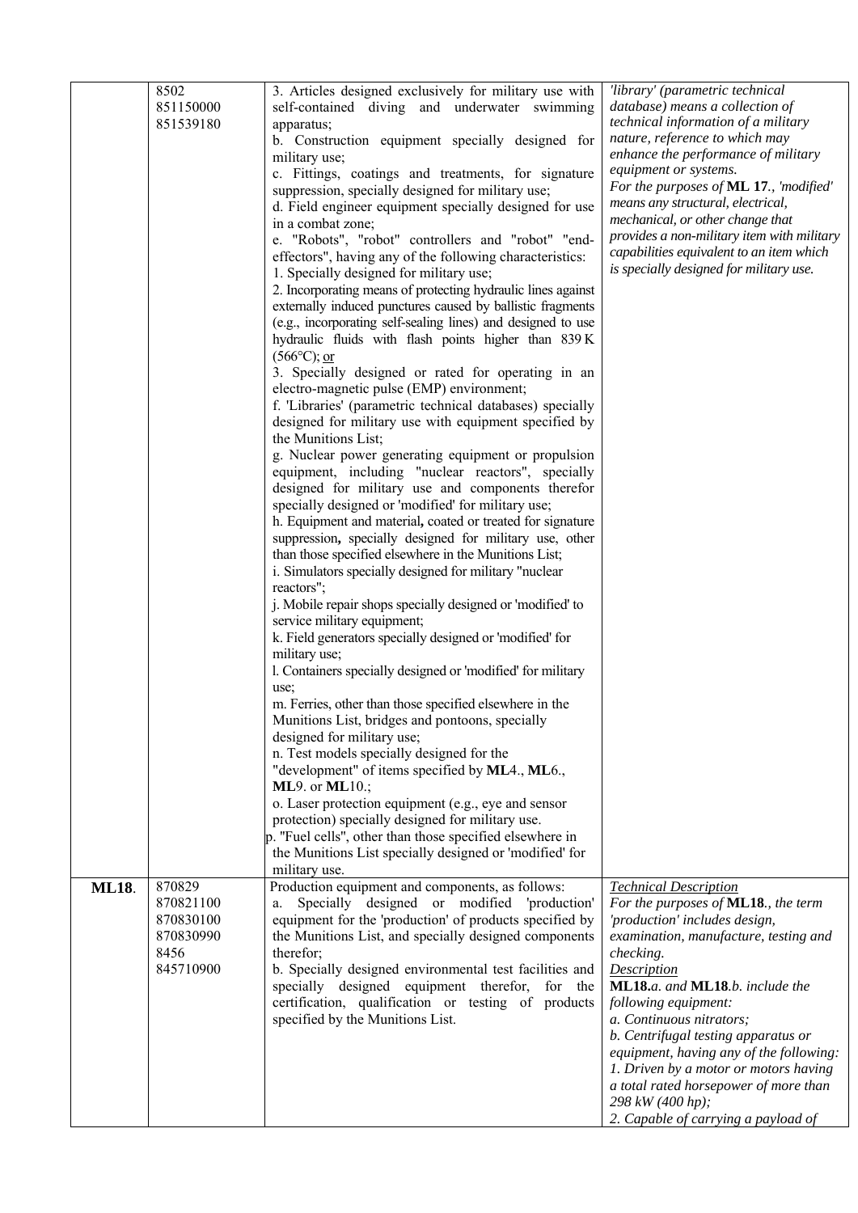| | | | |
|---|---|---|---|
| | 8502<br>851150000<br>851539180 | 3. Articles designed exclusively for military use with self-contained diving and underwater swimming apparatus;<br>b. Construction equipment specially designed for military use;<br>c. Fittings, coatings and treatments, for signature suppression, specially designed for military use;<br>d. Field engineer equipment specially designed for use in a combat zone;<br>e. "Robots", "robot" controllers and "robot" "end-effectors", having any of the following characteristics:<br>1. Specially designed for military use;<br>2. Incorporating means of protecting hydraulic lines against externally induced punctures caused by ballistic fragments (e.g., incorporating self-sealing lines) and designed to use hydraulic fluids with flash points higher than 839 K (566°C); or<br>3. Specially designed or rated for operating in an electro-magnetic pulse (EMP) environment;<br>f. 'Libraries' (parametric technical databases) specially designed for military use with equipment specified by the Munitions List;<br>g. Nuclear power generating equipment or propulsion equipment, including "nuclear reactors", specially designed for military use and components therefor specially designed or 'modified' for military use;<br>h. Equipment and material**,** coated or treated for signature suppression**,** specially designed for military use, other than those specified elsewhere in the Munitions List;<br>i. Simulators specially designed for military "nuclear reactors";<br>j. Mobile repair shops specially designed or 'modified' to service military equipment;<br>k. Field generators specially designed or 'modified' for military use;<br>l. Containers specially designed or 'modified' for military use;<br>m. Ferries, other than those specified elsewhere in the Munitions List, bridges and pontoons, specially designed for military use;<br>n. Test models specially designed for the "development" of items specified by **ML**4., **ML**6., **ML**9. or **ML**10.;<br>o. Laser protection equipment (e.g., eye and sensor protection) specially designed for military use.<br>p. "Fuel cells", other than those specified elsewhere in the Munitions List specially designed or 'modified' for military use. | *'library' (parametric technical database) means a collection of technical information of a military nature, reference to which may enhance the performance of military equipment or systems.*<br>*For the purposes of* **ML 17***., 'modified' means any structural, electrical, mechanical, or other change that provides a non-military item with military capabilities equivalent to an item which is specially designed for military use.* |
| **ML18**. | 870829<br>870821100<br>870830100<br>870830990<br>8456<br>845710900 | Production equipment and components, as follows:<br>a. Specially designed or modified 'production' equipment for the 'production' of products specified by the Munitions List, and specially designed components therefor;<br>b. Specially designed environmental test facilities and specially designed equipment therefor, for the certification, qualification or testing of products specified by the Munitions List. | *Technical Description*<br>*For the purposes of* **ML18***., the term 'production' includes design, examination, manufacture, testing and checking.*<br>*Description*<br>**ML18***.a. and* **ML18***.b. include the following equipment:*<br>*a. Continuous nitrators;*<br>*b. Centrifugal testing apparatus or equipment, having any of the following:*<br>*1. Driven by a motor or motors having a total rated horsepower of more than 298 kW (400 hp);*<br>*2. Capable of carrying a payload of* |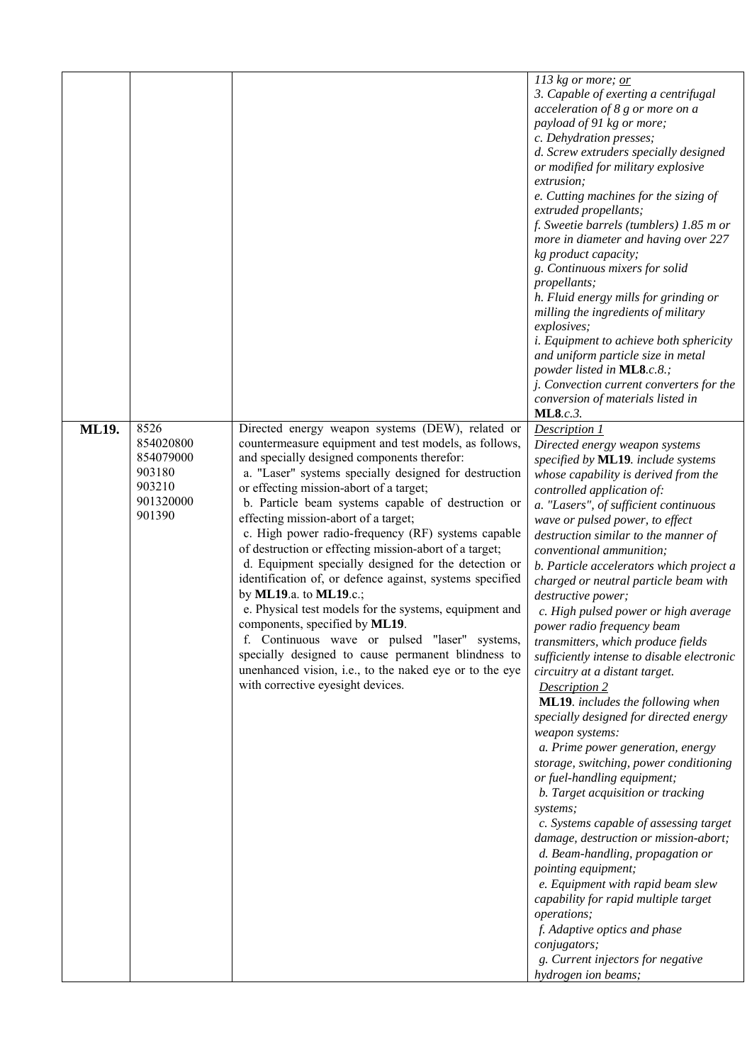| | | | |
|---|---|---|---|
| | | | *113 kg or more; <u>or</u>*<br>*3. Capable of exerting a centrifugal acceleration of 8 g or more on a payload of 91 kg or more;*<br>*c. Dehydration presses;*<br>*d. Screw extruders specially designed or modified for military explosive extrusion;*<br>*e. Cutting machines for the sizing of extruded propellants;*<br>*f. Sweetie barrels (tumblers) 1.85 m or more in diameter and having over 227 kg product capacity;*<br>*g. Continuous mixers for solid propellants;*<br>*h. Fluid energy mills for grinding or milling the ingredients of military explosives;*<br>*i. Equipment to achieve both sphericity and uniform particle size in metal powder listed in* ***ML8****.c.8.;*<br>*j. Convection current converters for the conversion of materials listed in* ***ML8****.c.3.* |
| **ML19.** | 8526<br>854020800<br>854079000<br>903180<br>903210<br>901320000<br>901390 | Directed energy weapon systems (DEW), related or countermeasure equipment and test models, as follows, and specially designed components therefor:<br>a. "Laser" systems specially designed for destruction or effecting mission-abort of a target;<br>b. Particle beam systems capable of destruction or effecting mission-abort of a target;<br>c. High power radio-frequency (RF) systems capable of destruction or effecting mission-abort of a target;<br>d. Equipment specially designed for the detection or identification of, or defence against, systems specified by **ML19**.a. to **ML19**.c.;<br>e. Physical test models for the systems, equipment and components, specified by **ML19**.<br>f. Continuous wave or pulsed "laser" systems, specially designed to cause permanent blindness to unenhanced vision, i.e., to the naked eye or to the eye with corrective eyesight devices. | *<u>Description 1</u>*<br>*Directed energy weapon systems specified by* ***ML19****. include systems whose capability is derived from the controlled application of:*<br>*a. "Lasers", of sufficient continuous wave or pulsed power, to effect destruction similar to the manner of conventional ammunition;*<br>*b. Particle accelerators which project a charged or neutral particle beam with destructive power;*<br>*c. High pulsed power or high average power radio frequency beam transmitters, which produce fields sufficiently intense to disable electronic circuitry at a distant target.*<br>*<u>Description 2</u>*<br>***ML19****. includes the following when specially designed for directed energy weapon systems:*<br>*a. Prime power generation, energy storage, switching, power conditioning or fuel-handling equipment;*<br>*b. Target acquisition or tracking systems;*<br>*c. Systems capable of assessing target damage, destruction or mission-abort;*<br>*d. Beam-handling, propagation or pointing equipment;*<br>*e. Equipment with rapid beam slew capability for rapid multiple target operations;*<br>*f. Adaptive optics and phase conjugators;*<br>*g. Current injectors for negative hydrogen ion beams;* |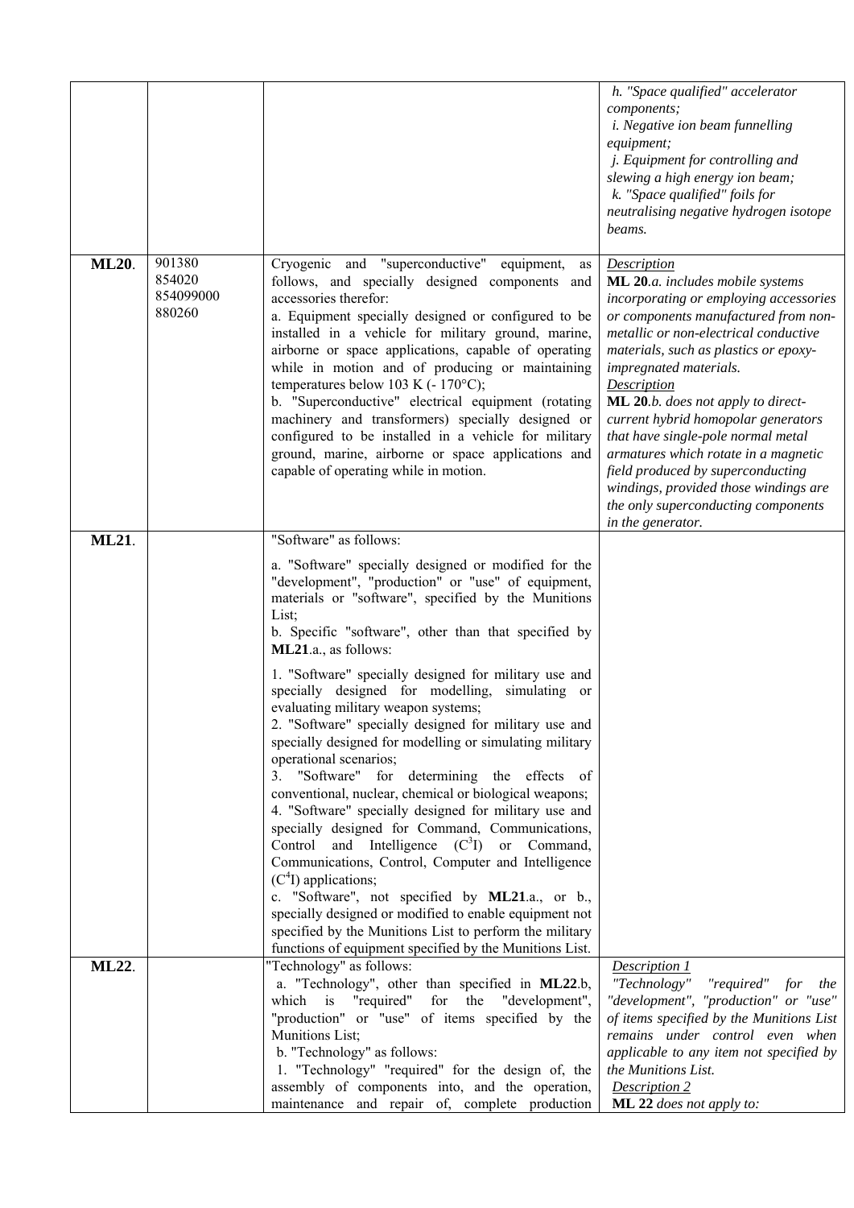| | | | |
|---|---|---|---|
| | | | *h. "Space qualified" accelerator components;*<br>*i. Negative ion beam funnelling equipment;*<br>*j. Equipment for controlling and slewing a high energy ion beam;*<br>*k. "Space qualified" foils for neutralising negative hydrogen isotope beams.* |
| **ML20**. | 901380<br>854020<br>854099000<br>880260 | Cryogenic and "superconductive" equipment, as follows, and specially designed components and accessories therefor:<br>a. Equipment specially designed or configured to be installed in a vehicle for military ground, marine, airborne or space applications, capable of operating while in motion and of producing or maintaining temperatures below 103 K (- 170°C);<br>b. "Superconductive" electrical equipment (rotating machinery and transformers) specially designed or configured to be installed in a vehicle for military ground, marine, airborne or space applications and capable of operating while in motion. | *Description*<br>**ML 20**.*a. includes mobile systems incorporating or employing accessories or components manufactured from non-metallic or non-electrical conductive materials, such as plastics or epoxy-impregnated materials.*<br>*Description*<br>**ML 20**.*b. does not apply to direct-current hybrid homopolar generators that have single-pole normal metal armatures which rotate in a magnetic field produced by superconducting windings, provided those windings are the only superconducting components in the generator.* |
| **ML21**. | | "Software" as follows:<br>a. "Software" specially designed or modified for the "development", "production" or "use" of equipment, materials or "software", specified by the Munitions List;<br>b. Specific "software", other than that specified by **ML21**.a., as follows:<br>1. "Software" specially designed for military use and specially designed for modelling, simulating or evaluating military weapon systems;<br>2. "Software" specially designed for military use and specially designed for modelling or simulating military operational scenarios;<br>3. "Software" for determining the effects of conventional, nuclear, chemical or biological weapons;<br>4. "Software" specially designed for military use and specially designed for Command, Communications, Control and Intelligence ($C^3I$) or Command, Communications, Control, Computer and Intelligence ($C^4I$) applications;<br>c. "Software", not specified by **ML21**.a., or b., specially designed or modified to enable equipment not specified by the Munitions List to perform the military functions of equipment specified by the Munitions List. | |
| **ML22**. | | "Technology" as follows:<br>a. "Technology", other than specified in **ML22**.b, which is "required" for the "development", "production" or "use" of items specified by the Munitions List;<br>b. "Technology" as follows:<br>1. "Technology" "required" for the design of, the assembly of components into, and the operation, maintenance and repair of, complete production | *Description 1*<br>*"Technology" "required" for the "development", "production" or "use" of items specified by the Munitions List remains under control even when applicable to any item not specified by the Munitions List.*<br>*Description 2*<br>**ML 22** *does not apply to:* |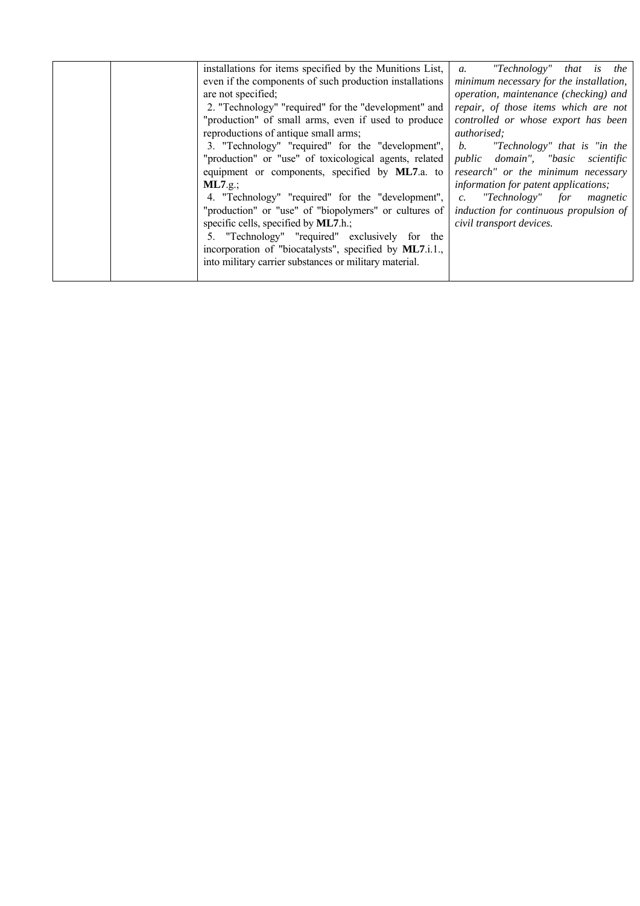|  |  | installations for items specified by the Munitions List, even if the components of such production installations are not specified;<br>2. "Technology" "required" for the "development" and "production" of small arms, even if used to produce reproductions of antique small arms;<br>3. "Technology" "required" for the "development", "production" or "use" of toxicological agents, related equipment or components, specified by **ML7**.a. to **ML7**.g.;<br>4. "Technology" "required" for the "development", "production" or "use" of "biopolymers" or cultures of specific cells, specified by **ML7**.h.;<br>5. "Technology" "required" exclusively for the incorporation of "biocatalysts", specified by **ML7**.i.1., into military carrier substances or military material. | *a. "Technology" that is the minimum necessary for the installation, operation, maintenance (checking) and repair, of those items which are not controlled or whose export has been authorised;*<br>*b. "Technology" that is "in the public domain", "basic scientific research" or the minimum necessary information for patent applications;*<br>*c. "Technology" for magnetic induction for continuous propulsion of civil transport devices.* |
|---|---|---|---|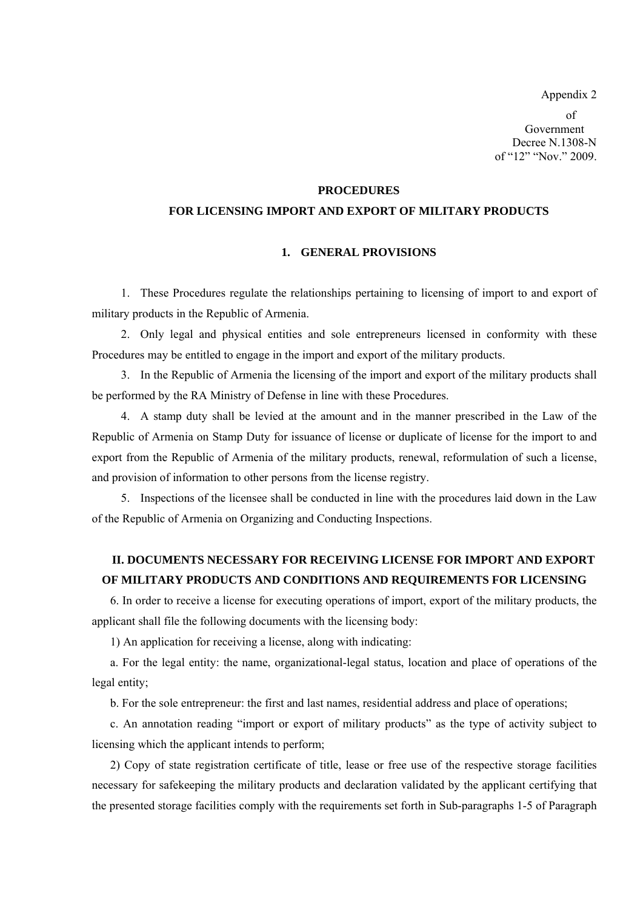Appendix 2

of

Government

Decree N.1308-N

of "12" "Nov." 2009.

# PROCEDURES
# FOR LICENSING IMPORT AND EXPORT OF MILITARY PRODUCTS

## 1. GENERAL PROVISIONS

1. These Procedures regulate the relationships pertaining to licensing of import to and export of military products in the Republic of Armenia.

2. Only legal and physical entities and sole entrepreneurs licensed in conformity with these Procedures may be entitled to engage in the import and export of the military products.

3. In the Republic of Armenia the licensing of the import and export of the military products shall be performed by the RA Ministry of Defense in line with these Procedures.

4. A stamp duty shall be levied at the amount and in the manner prescribed in the Law of the Republic of Armenia on Stamp Duty for issuance of license or duplicate of license for the import to and export from the Republic of Armenia of the military products, renewal, reformulation of such a license, and provision of information to other persons from the license registry.

5. Inspections of the licensee shall be conducted in line with the procedures laid down in the Law of the Republic of Armenia on Organizing and Conducting Inspections.

## II. DOCUMENTS NECESSARY FOR RECEIVING LICENSE FOR IMPORT AND EXPORT OF MILITARY PRODUCTS AND CONDITIONS AND REQUIREMENTS FOR LICENSING

6. In order to receive a license for executing operations of import, export of the military products, the applicant shall file the following documents with the licensing body:

1) An application for receiving a license, along with indicating:

a. For the legal entity: the name, organizational-legal status, location and place of operations of the legal entity;

b. For the sole entrepreneur: the first and last names, residential address and place of operations;

c. An annotation reading "import or export of military products" as the type of activity subject to licensing which the applicant intends to perform;

2) Copy of state registration certificate of title, lease or free use of the respective storage facilities necessary for safekeeping the military products and declaration validated by the applicant certifying that the presented storage facilities comply with the requirements set forth in Sub-paragraphs 1-5 of Paragraph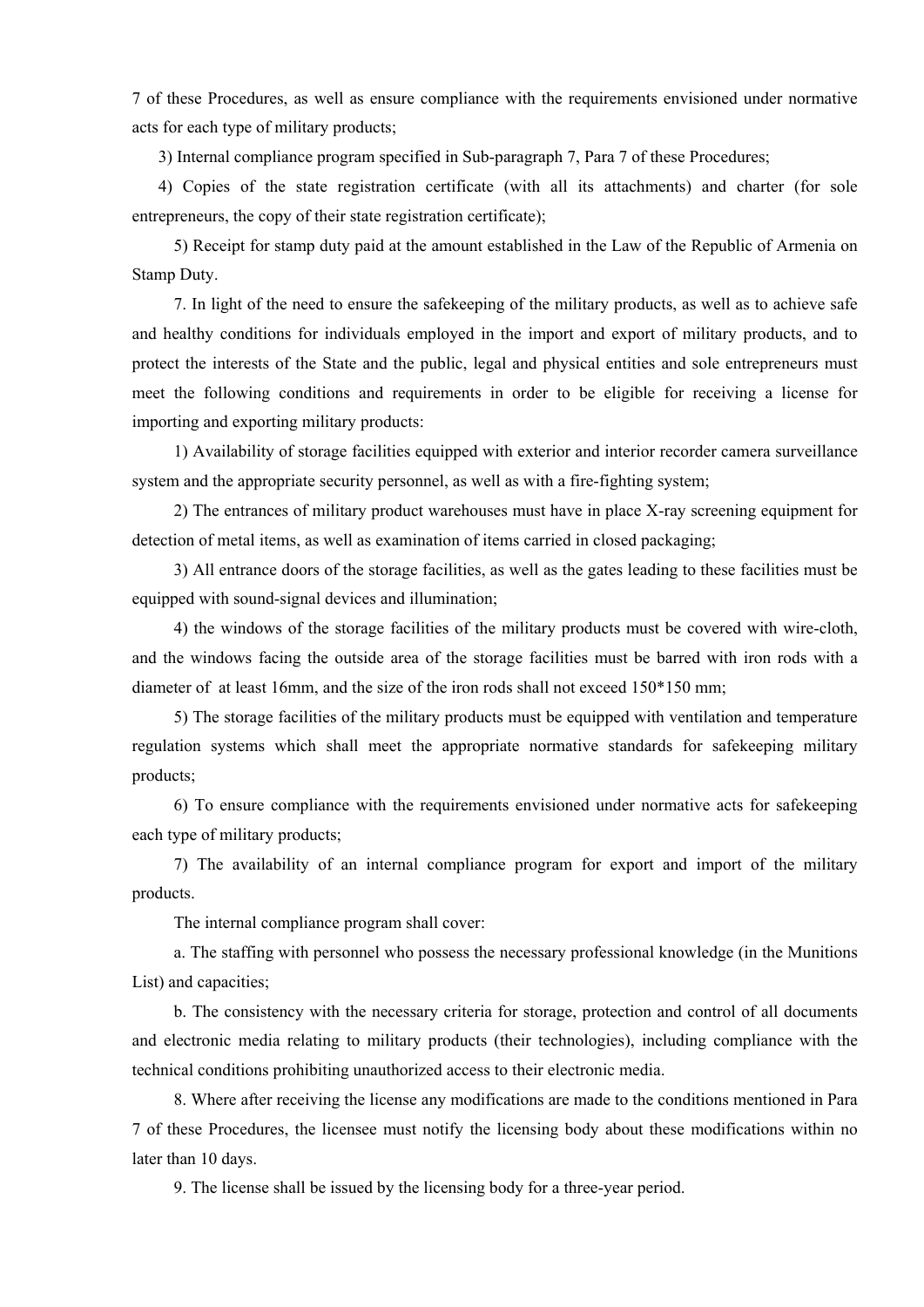7 of these Procedures, as well as ensure compliance with the requirements envisioned under normative acts for each type of military products;

3) Internal compliance program specified in Sub-paragraph 7, Para 7 of these Procedures;

4) Copies of the state registration certificate (with all its attachments) and charter (for sole entrepreneurs, the copy of their state registration certificate);

5) Receipt for stamp duty paid at the amount established in the Law of the Republic of Armenia on Stamp Duty.

7. In light of the need to ensure the safekeeping of the military products, as well as to achieve safe and healthy conditions for individuals employed in the import and export of military products, and to protect the interests of the State and the public, legal and physical entities and sole entrepreneurs must meet the following conditions and requirements in order to be eligible for receiving a license for importing and exporting military products:

1) Availability of storage facilities equipped with exterior and interior recorder camera surveillance system and the appropriate security personnel, as well as with a fire-fighting system;

2) The entrances of military product warehouses must have in place X-ray screening equipment for detection of metal items, as well as examination of items carried in closed packaging;

3) All entrance doors of the storage facilities, as well as the gates leading to these facilities must be equipped with sound-signal devices and illumination;

4) the windows of the storage facilities of the military products must be covered with wire-cloth, and the windows facing the outside area of the storage facilities must be barred with iron rods with a diameter of at least 16mm, and the size of the iron rods shall not exceed 150*150 mm;

5) The storage facilities of the military products must be equipped with ventilation and temperature regulation systems which shall meet the appropriate normative standards for safekeeping military products;

6) To ensure compliance with the requirements envisioned under normative acts for safekeeping each type of military products;

7) The availability of an internal compliance program for export and import of the military products.

The internal compliance program shall cover:

a. The staffing with personnel who possess the necessary professional knowledge (in the Munitions List) and capacities;

b. The consistency with the necessary criteria for storage, protection and control of all documents and electronic media relating to military products (their technologies), including compliance with the technical conditions prohibiting unauthorized access to their electronic media.

8. Where after receiving the license any modifications are made to the conditions mentioned in Para 7 of these Procedures, the licensee must notify the licensing body about these modifications within no later than 10 days.

9. The license shall be issued by the licensing body for a three-year period.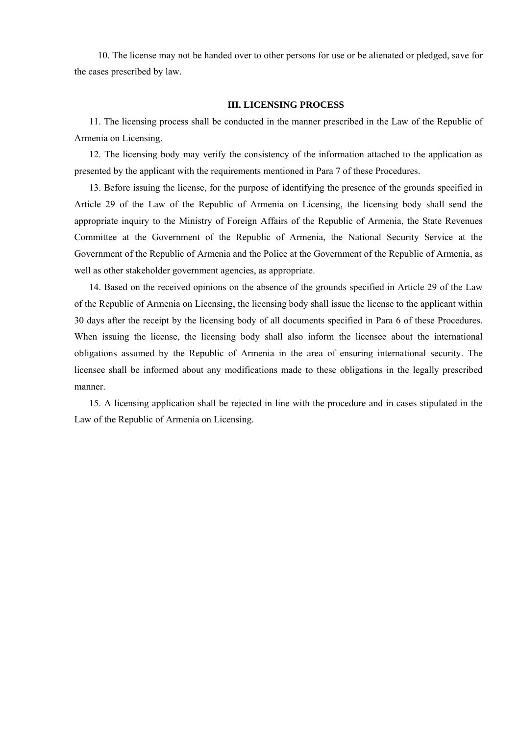10. The license may not be handed over to other persons for use or be alienated or pledged, save for the cases prescribed by law.

## III. LICENSING PROCESS

11. The licensing process shall be conducted in the manner prescribed in the Law of the Republic of Armenia on Licensing.

12. The licensing body may verify the consistency of the information attached to the application as presented by the applicant with the requirements mentioned in Para 7 of these Procedures.

13. Before issuing the license, for the purpose of identifying the presence of the grounds specified in Article 29 of the Law of the Republic of Armenia on Licensing, the licensing body shall send the appropriate inquiry to the Ministry of Foreign Affairs of the Republic of Armenia, the State Revenues Committee at the Government of the Republic of Armenia, the National Security Service at the Government of the Republic of Armenia and the Police at the Government of the Republic of Armenia, as well as other stakeholder government agencies, as appropriate.

14. Based on the received opinions on the absence of the grounds specified in Article 29 of the Law of the Republic of Armenia on Licensing, the licensing body shall issue the license to the applicant within 30 days after the receipt by the licensing body of all documents specified in Para 6 of these Procedures. When issuing the license, the licensing body shall also inform the licensee about the international obligations assumed by the Republic of Armenia in the area of ensuring international security. The licensee shall be informed about any modifications made to these obligations in the legally prescribed manner.

15. A licensing application shall be rejected in line with the procedure and in cases stipulated in the Law of the Republic of Armenia on Licensing.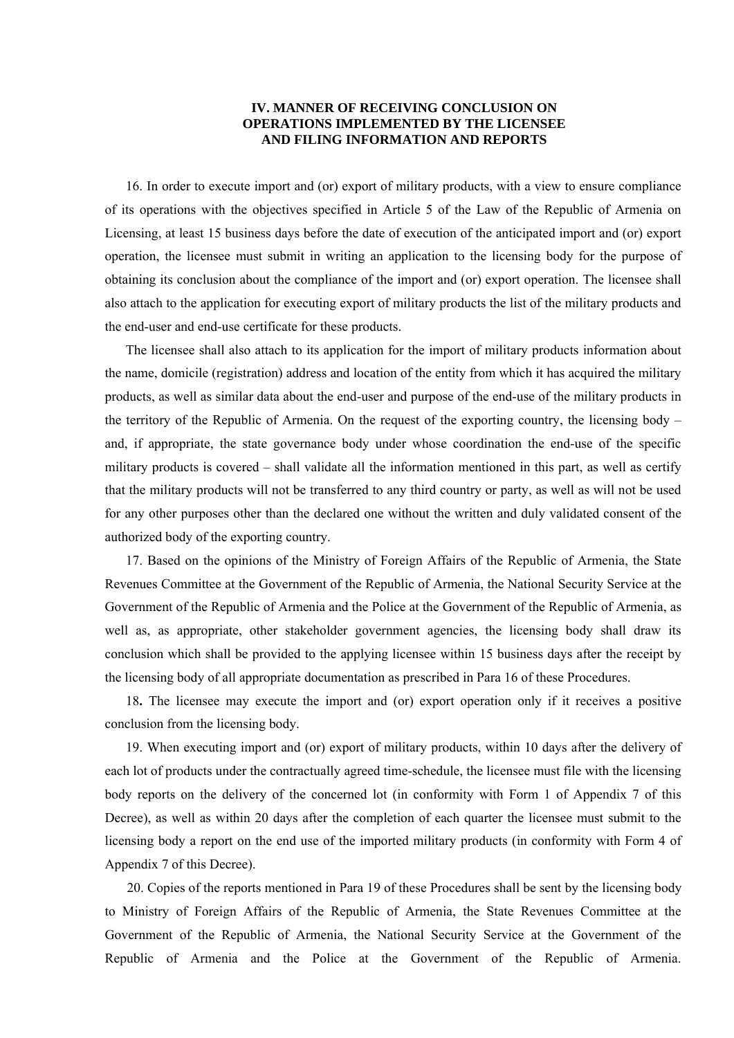## IV. MANNER OF RECEIVING CONCLUSION ON OPERATIONS IMPLEMENTED BY THE LICENSEE AND FILING INFORMATION AND REPORTS

16. In order to execute import and (or) export of military products, with a view to ensure compliance of its operations with the objectives specified in Article 5 of the Law of the Republic of Armenia on Licensing, at least 15 business days before the date of execution of the anticipated import and (or) export operation, the licensee must submit in writing an application to the licensing body for the purpose of obtaining its conclusion about the compliance of the import and (or) export operation. The licensee shall also attach to the application for executing export of military products the list of the military products and the end-user and end-use certificate for these products.

The licensee shall also attach to its application for the import of military products information about the name, domicile (registration) address and location of the entity from which it has acquired the military products, as well as similar data about the end-user and purpose of the end-use of the military products in the territory of the Republic of Armenia. On the request of the exporting country, the licensing body – and, if appropriate, the state governance body under whose coordination the end-use of the specific military products is covered – shall validate all the information mentioned in this part, as well as certify that the military products will not be transferred to any third country or party, as well as will not be used for any other purposes other than the declared one without the written and duly validated consent of the authorized body of the exporting country.

17. Based on the opinions of the Ministry of Foreign Affairs of the Republic of Armenia, the State Revenues Committee at the Government of the Republic of Armenia, the National Security Service at the Government of the Republic of Armenia and the Police at the Government of the Republic of Armenia, as well as, as appropriate, other stakeholder government agencies, the licensing body shall draw its conclusion which shall be provided to the applying licensee within 15 business days after the receipt by the licensing body of all appropriate documentation as prescribed in Para 16 of these Procedures.

18**.** The licensee may execute the import and (or) export operation only if it receives a positive conclusion from the licensing body.

19. When executing import and (or) export of military products, within 10 days after the delivery of each lot of products under the contractually agreed time-schedule, the licensee must file with the licensing body reports on the delivery of the concerned lot (in conformity with Form 1 of Appendix 7 of this Decree), as well as within 20 days after the completion of each quarter the licensee must submit to the licensing body a report on the end use of the imported military products (in conformity with Form 4 of Appendix 7 of this Decree).

20. Copies of the reports mentioned in Para 19 of these Procedures shall be sent by the licensing body to Ministry of Foreign Affairs of the Republic of Armenia, the State Revenues Committee at the Government of the Republic of Armenia, the National Security Service at the Government of the Republic of Armenia and the Police at the Government of the Republic of Armenia.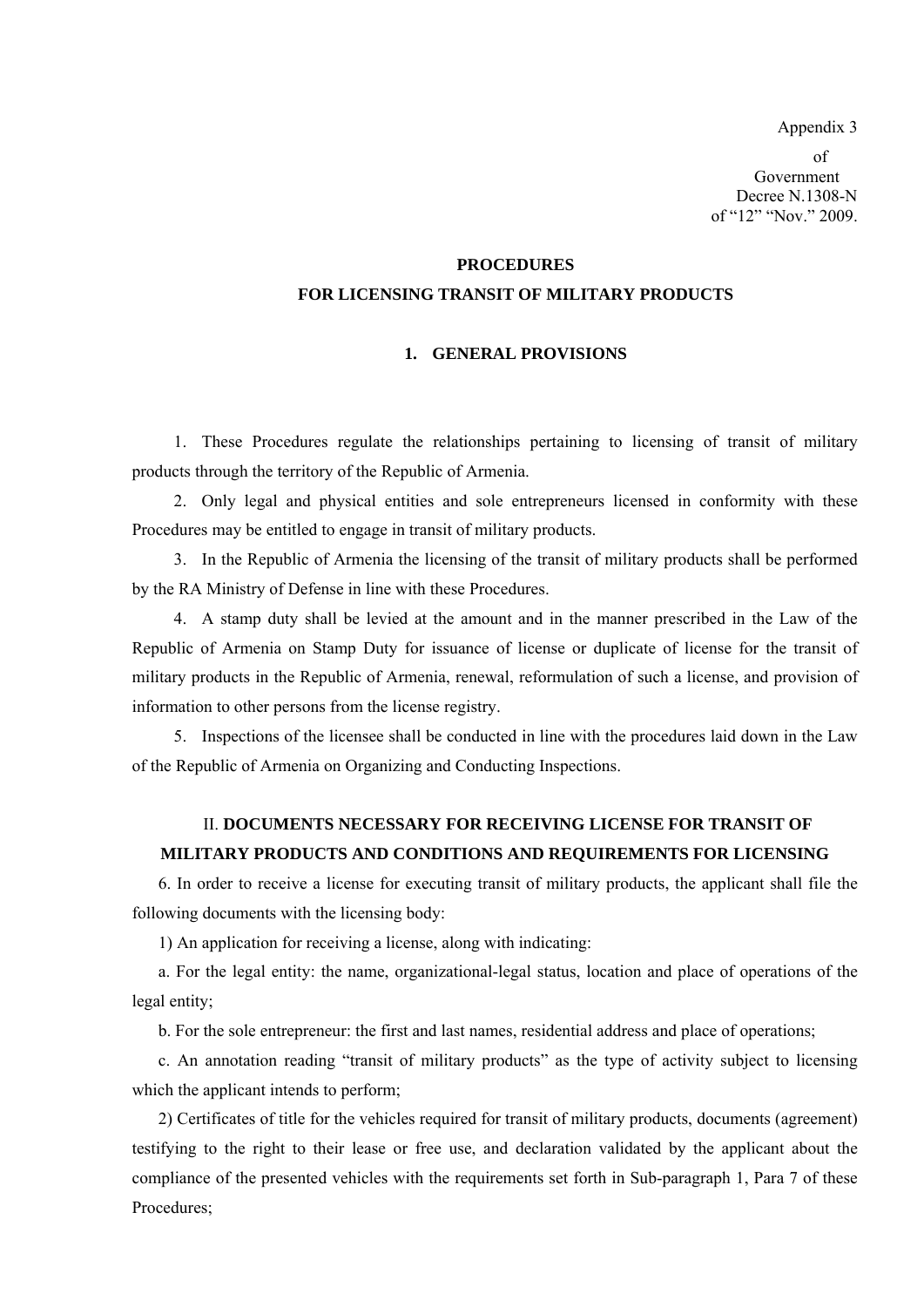Appendix 3
of
Government
Decree N.1308-N
of “12” “Nov.” 2009.

## PROCEDURES
## FOR LICENSING TRANSIT OF MILITARY PRODUCTS

### 1. GENERAL PROVISIONS

1. These Procedures regulate the relationships pertaining to licensing of transit of military products through the territory of the Republic of Armenia.

2. Only legal and physical entities and sole entrepreneurs licensed in conformity with these Procedures may be entitled to engage in transit of military products.

3. In the Republic of Armenia the licensing of the transit of military products shall be performed by the RA Ministry of Defense in line with these Procedures.

4. A stamp duty shall be levied at the amount and in the manner prescribed in the Law of the Republic of Armenia on Stamp Duty for issuance of license or duplicate of license for the transit of military products in the Republic of Armenia, renewal, reformulation of such a license, and provision of information to other persons from the license registry.

5. Inspections of the licensee shall be conducted in line with the procedures laid down in the Law of the Republic of Armenia on Organizing and Conducting Inspections.

### II. DOCUMENTS NECESSARY FOR RECEIVING LICENSE FOR TRANSIT OF MILITARY PRODUCTS AND CONDITIONS AND REQUIREMENTS FOR LICENSING

6. In order to receive a license for executing transit of military products, the applicant shall file the following documents with the licensing body:

1) An application for receiving a license, along with indicating:

a. For the legal entity: the name, organizational-legal status, location and place of operations of the legal entity;

b. For the sole entrepreneur: the first and last names, residential address and place of operations;

c. An annotation reading “transit of military products” as the type of activity subject to licensing which the applicant intends to perform;

2) Certificates of title for the vehicles required for transit of military products, documents (agreement) testifying to the right to their lease or free use, and declaration validated by the applicant about the compliance of the presented vehicles with the requirements set forth in Sub-paragraph 1, Para 7 of these Procedures;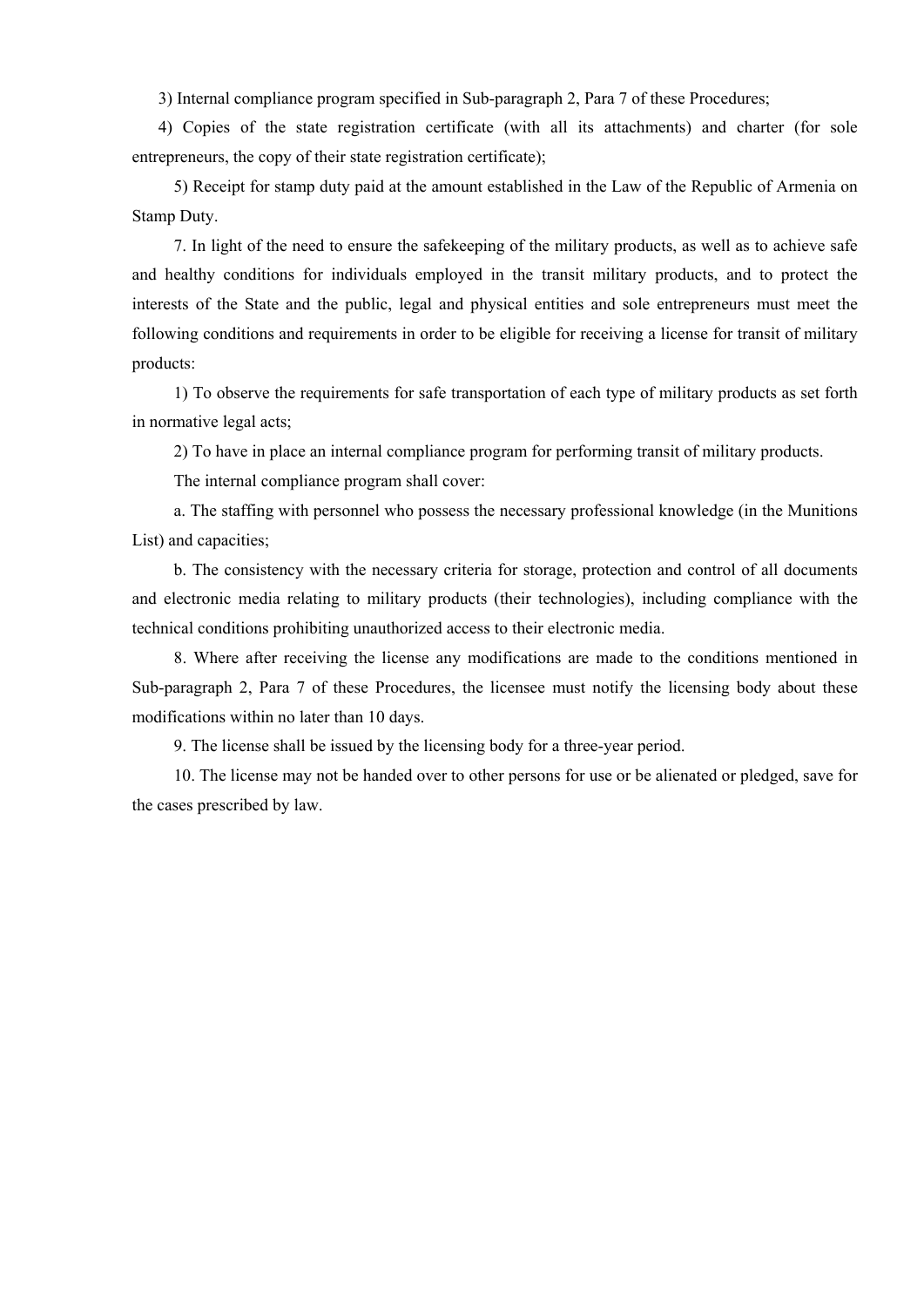3) Internal compliance program specified in Sub-paragraph 2, Para 7 of these Procedures;

4) Copies of the state registration certificate (with all its attachments) and charter (for sole entrepreneurs, the copy of their state registration certificate);

5) Receipt for stamp duty paid at the amount established in the Law of the Republic of Armenia on Stamp Duty.

7. In light of the need to ensure the safekeeping of the military products, as well as to achieve safe and healthy conditions for individuals employed in the transit military products, and to protect the interests of the State and the public, legal and physical entities and sole entrepreneurs must meet the following conditions and requirements in order to be eligible for receiving a license for transit of military products:

1) To observe the requirements for safe transportation of each type of military products as set forth in normative legal acts;

2) To have in place an internal compliance program for performing transit of military products.

The internal compliance program shall cover:

a. The staffing with personnel who possess the necessary professional knowledge (in the Munitions List) and capacities;

b. The consistency with the necessary criteria for storage, protection and control of all documents and electronic media relating to military products (their technologies), including compliance with the technical conditions prohibiting unauthorized access to their electronic media.

8. Where after receiving the license any modifications are made to the conditions mentioned in Sub-paragraph 2, Para 7 of these Procedures, the licensee must notify the licensing body about these modifications within no later than 10 days.

9. The license shall be issued by the licensing body for a three-year period.

10. The license may not be handed over to other persons for use or be alienated or pledged, save for the cases prescribed by law.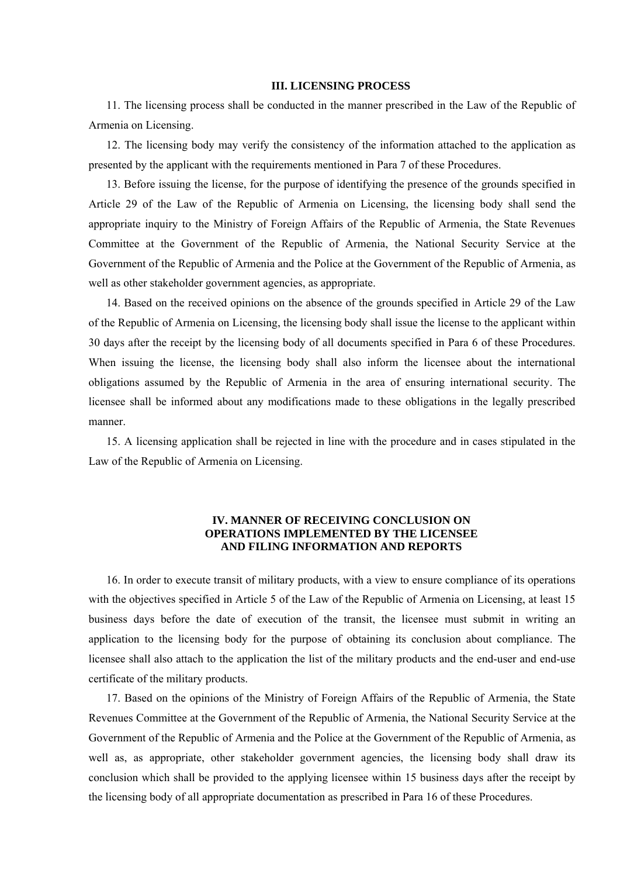## III. LICENSING PROCESS

11. The licensing process shall be conducted in the manner prescribed in the Law of the Republic of Armenia on Licensing.

12. The licensing body may verify the consistency of the information attached to the application as presented by the applicant with the requirements mentioned in Para 7 of these Procedures.

13. Before issuing the license, for the purpose of identifying the presence of the grounds specified in Article 29 of the Law of the Republic of Armenia on Licensing, the licensing body shall send the appropriate inquiry to the Ministry of Foreign Affairs of the Republic of Armenia, the State Revenues Committee at the Government of the Republic of Armenia, the National Security Service at the Government of the Republic of Armenia and the Police at the Government of the Republic of Armenia, as well as other stakeholder government agencies, as appropriate.

14. Based on the received opinions on the absence of the grounds specified in Article 29 of the Law of the Republic of Armenia on Licensing, the licensing body shall issue the license to the applicant within 30 days after the receipt by the licensing body of all documents specified in Para 6 of these Procedures. When issuing the license, the licensing body shall also inform the licensee about the international obligations assumed by the Republic of Armenia in the area of ensuring international security. The licensee shall be informed about any modifications made to these obligations in the legally prescribed manner.

15. A licensing application shall be rejected in line with the procedure and in cases stipulated in the Law of the Republic of Armenia on Licensing.

## IV. MANNER OF RECEIVING CONCLUSION ON OPERATIONS IMPLEMENTED BY THE LICENSEE AND FILING INFORMATION AND REPORTS

16. In order to execute transit of military products, with a view to ensure compliance of its operations with the objectives specified in Article 5 of the Law of the Republic of Armenia on Licensing, at least 15 business days before the date of execution of the transit, the licensee must submit in writing an application to the licensing body for the purpose of obtaining its conclusion about compliance. The licensee shall also attach to the application the list of the military products and the end-user and end-use certificate of the military products.

17. Based on the opinions of the Ministry of Foreign Affairs of the Republic of Armenia, the State Revenues Committee at the Government of the Republic of Armenia, the National Security Service at the Government of the Republic of Armenia and the Police at the Government of the Republic of Armenia, as well as, as appropriate, other stakeholder government agencies, the licensing body shall draw its conclusion which shall be provided to the applying licensee within 15 business days after the receipt by the licensing body of all appropriate documentation as prescribed in Para 16 of these Procedures.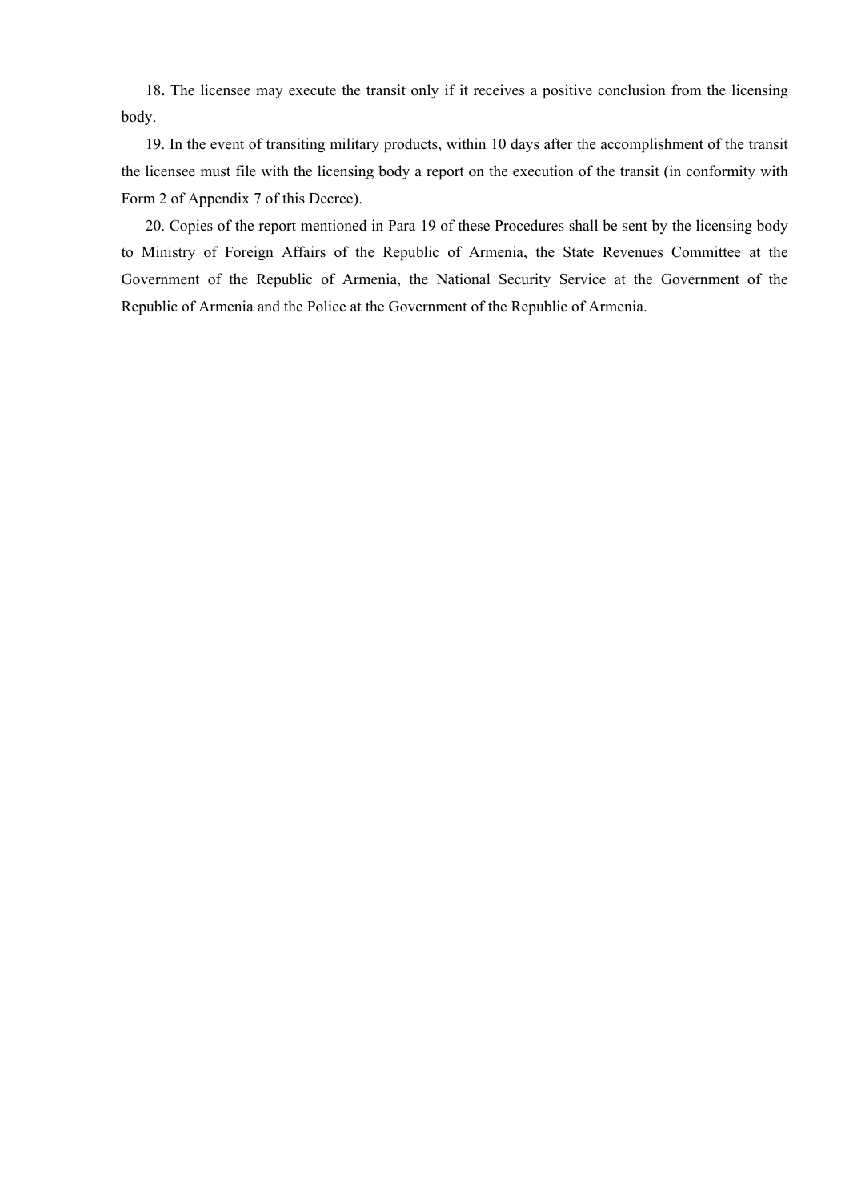18**.** The licensee may execute the transit only if it receives a positive conclusion from the licensing body.

19. In the event of transiting military products, within 10 days after the accomplishment of the transit the licensee must file with the licensing body a report on the execution of the transit (in conformity with Form 2 of Appendix 7 of this Decree).

20. Copies of the report mentioned in Para 19 of these Procedures shall be sent by the licensing body to Ministry of Foreign Affairs of the Republic of Armenia, the State Revenues Committee at the Government of the Republic of Armenia, the National Security Service at the Government of the Republic of Armenia and the Police at the Government of the Republic of Armenia.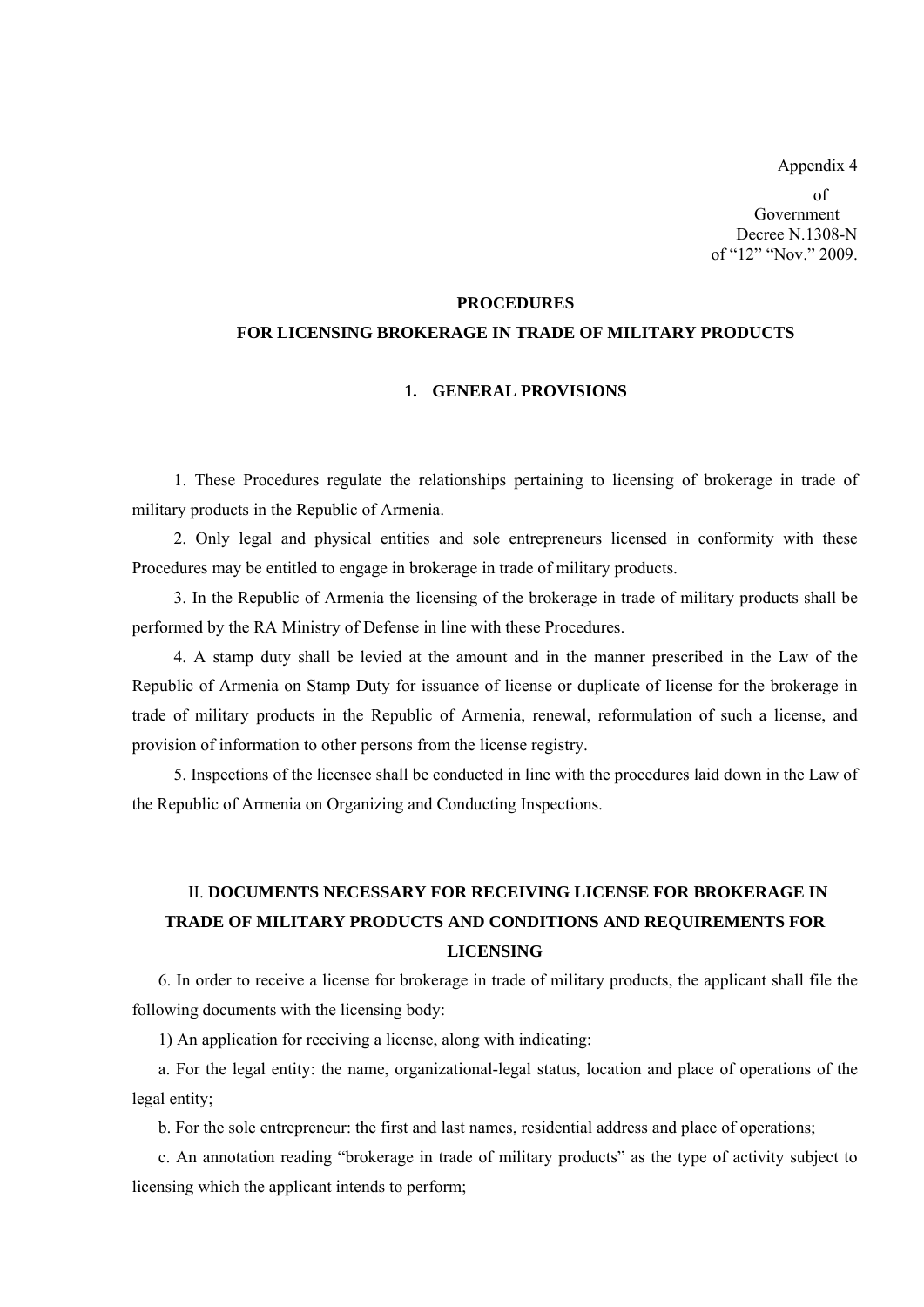Appendix 4  
of  
Government  
Decree N.1308-N  
of “12” “Nov.” 2009.

# PROCEDURES
# FOR LICENSING BROKERAGE IN TRADE OF MILITARY PRODUCTS

## 1. GENERAL PROVISIONS

1. These Procedures regulate the relationships pertaining to licensing of brokerage in trade of military products in the Republic of Armenia.

2. Only legal and physical entities and sole entrepreneurs licensed in conformity with these Procedures may be entitled to engage in brokerage in trade of military products.

3. In the Republic of Armenia the licensing of the brokerage in trade of military products shall be performed by the RA Ministry of Defense in line with these Procedures.

4. A stamp duty shall be levied at the amount and in the manner prescribed in the Law of the Republic of Armenia on Stamp Duty for issuance of license or duplicate of license for the brokerage in trade of military products in the Republic of Armenia, renewal, reformulation of such a license, and provision of information to other persons from the license registry.

5. Inspections of the licensee shall be conducted in line with the procedures laid down in the Law of the Republic of Armenia on Organizing and Conducting Inspections.

## II. DOCUMENTS NECESSARY FOR RECEIVING LICENSE FOR BROKERAGE IN TRADE OF MILITARY PRODUCTS AND CONDITIONS AND REQUIREMENTS FOR LICENSING

6. In order to receive a license for brokerage in trade of military products, the applicant shall file the following documents with the licensing body:

1) An application for receiving a license, along with indicating:

a. For the legal entity: the name, organizational-legal status, location and place of operations of the legal entity;

b. For the sole entrepreneur: the first and last names, residential address and place of operations;

c. An annotation reading “brokerage in trade of military products” as the type of activity subject to licensing which the applicant intends to perform;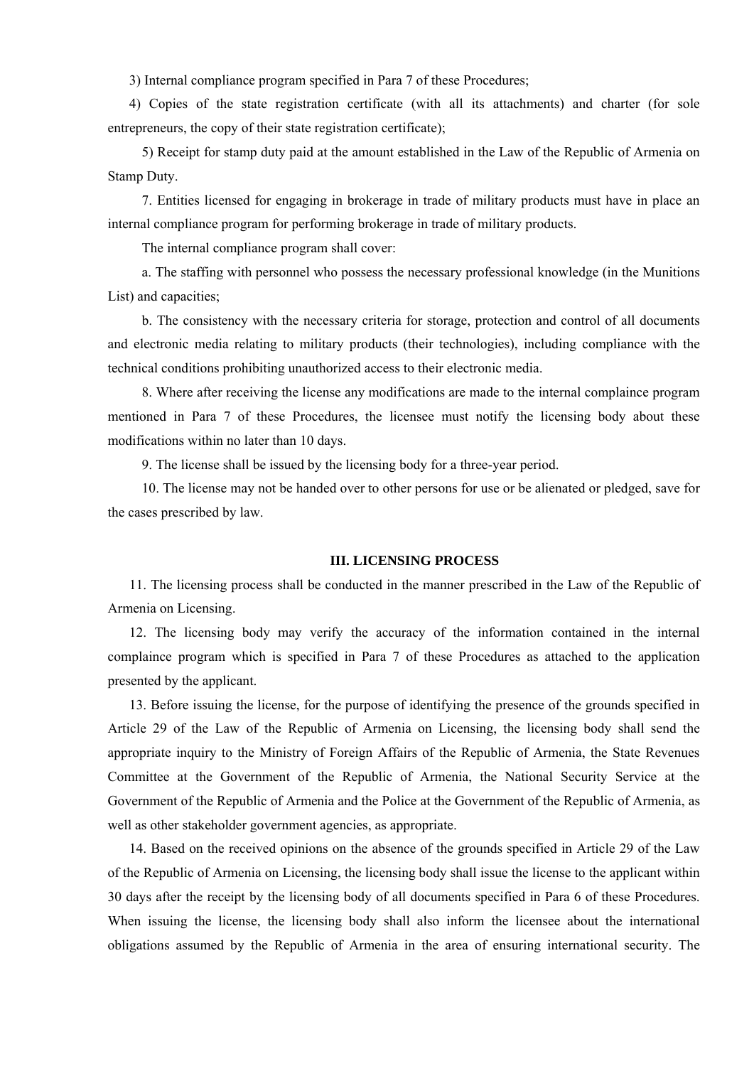3) Internal compliance program specified in Para 7 of these Procedures;

4) Copies of the state registration certificate (with all its attachments) and charter (for sole entrepreneurs, the copy of their state registration certificate);

5) Receipt for stamp duty paid at the amount established in the Law of the Republic of Armenia on Stamp Duty.

7. Entities licensed for engaging in brokerage in trade of military products must have in place an internal compliance program for performing brokerage in trade of military products.

The internal compliance program shall cover:

a. The staffing with personnel who possess the necessary professional knowledge (in the Munitions List) and capacities;

b. The consistency with the necessary criteria for storage, protection and control of all documents and electronic media relating to military products (their technologies), including compliance with the technical conditions prohibiting unauthorized access to their electronic media.

8. Where after receiving the license any modifications are made to the internal complaince program mentioned in Para 7 of these Procedures, the licensee must notify the licensing body about these modifications within no later than 10 days.

9. The license shall be issued by the licensing body for a three-year period.

10. The license may not be handed over to other persons for use or be alienated or pledged, save for the cases prescribed by law.

## III. LICENSING PROCESS

11. The licensing process shall be conducted in the manner prescribed in the Law of the Republic of Armenia on Licensing.

12. The licensing body may verify the accuracy of the information contained in the internal complaince program which is specified in Para 7 of these Procedures as attached to the application presented by the applicant.

13. Before issuing the license, for the purpose of identifying the presence of the grounds specified in Article 29 of the Law of the Republic of Armenia on Licensing, the licensing body shall send the appropriate inquiry to the Ministry of Foreign Affairs of the Republic of Armenia, the State Revenues Committee at the Government of the Republic of Armenia, the National Security Service at the Government of the Republic of Armenia and the Police at the Government of the Republic of Armenia, as well as other stakeholder government agencies, as appropriate.

14. Based on the received opinions on the absence of the grounds specified in Article 29 of the Law of the Republic of Armenia on Licensing, the licensing body shall issue the license to the applicant within 30 days after the receipt by the licensing body of all documents specified in Para 6 of these Procedures. When issuing the license, the licensing body shall also inform the licensee about the international obligations assumed by the Republic of Armenia in the area of ensuring international security. The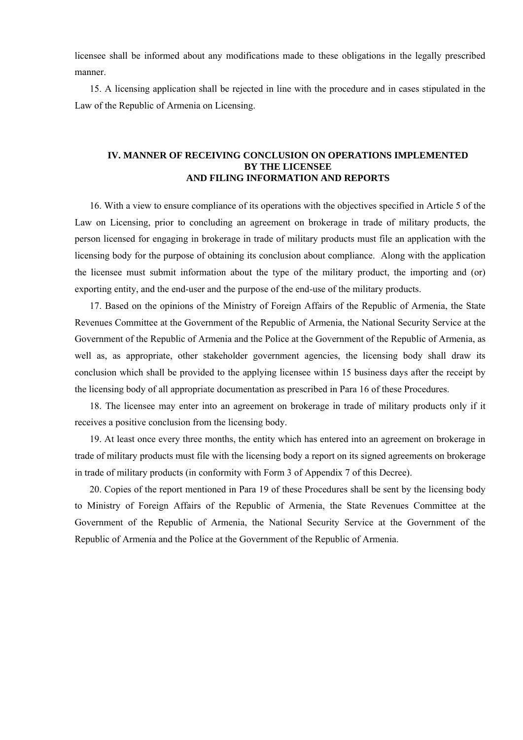licensee shall be informed about any modifications made to these obligations in the legally prescribed manner.

15. A licensing application shall be rejected in line with the procedure and in cases stipulated in the Law of the Republic of Armenia on Licensing.

## IV. MANNER OF RECEIVING CONCLUSION ON OPERATIONS IMPLEMENTED BY THE LICENSEE AND FILING INFORMATION AND REPORTS

16. With a view to ensure compliance of its operations with the objectives specified in Article 5 of the Law on Licensing, prior to concluding an agreement on brokerage in trade of military products, the person licensed for engaging in brokerage in trade of military products must file an application with the licensing body for the purpose of obtaining its conclusion about compliance. Along with the application the licensee must submit information about the type of the military product, the importing and (or) exporting entity, and the end-user and the purpose of the end-use of the military products.

17. Based on the opinions of the Ministry of Foreign Affairs of the Republic of Armenia, the State Revenues Committee at the Government of the Republic of Armenia, the National Security Service at the Government of the Republic of Armenia and the Police at the Government of the Republic of Armenia, as well as, as appropriate, other stakeholder government agencies, the licensing body shall draw its conclusion which shall be provided to the applying licensee within 15 business days after the receipt by the licensing body of all appropriate documentation as prescribed in Para 16 of these Procedures.

18. The licensee may enter into an agreement on brokerage in trade of military products only if it receives a positive conclusion from the licensing body.

19. At least once every three months, the entity which has entered into an agreement on brokerage in trade of military products must file with the licensing body a report on its signed agreements on brokerage in trade of military products (in conformity with Form 3 of Appendix 7 of this Decree).

20. Copies of the report mentioned in Para 19 of these Procedures shall be sent by the licensing body to Ministry of Foreign Affairs of the Republic of Armenia, the State Revenues Committee at the Government of the Republic of Armenia, the National Security Service at the Government of the Republic of Armenia and the Police at the Government of the Republic of Armenia.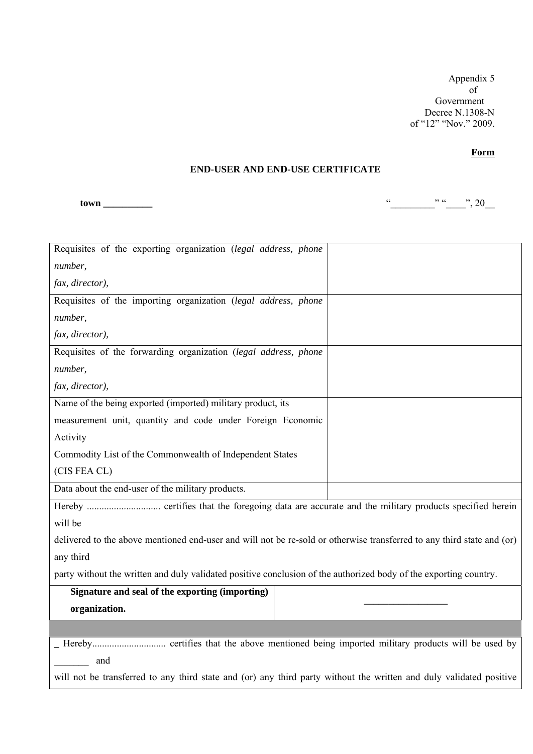Appendix 5
of
Government
Decree N.1308-N
of "12" "Nov." 2009.

**Form**

**END-USER AND END-USE CERTIFICATE**

**town __________** "_________" "____", 20__

| Requisites of the exporting organization (*legal address, phone number, fax, director*), | |
|---|---|
| Requisites of the importing organization (*legal address, phone number, fax, director*), | |
| Requisites of the forwarding organization (*legal address, phone number, fax, director*), | |
| Name of the being exported (imported) military product, its measurement unit, quantity and code under Foreign Economic Activity Commodity List of the Commonwealth of Independent States (CIS FEA CL) | |
| Data about the end-user of the military products. | |
| Hereby ............................. certifies that the foregoing data are accurate and the military products specified herein will be delivered to the above mentioned end-user and will not be re-sold or otherwise transferred to any third state and (or) any third party without the written and duly validated positive conclusion of the authorized body of the exporting country. | |
| **Signature and seal of the exporting (importing) organization.** | _________________ |

_ Hereby............................. certifies that the above mentioned being imported military products will be used by _______ and will not be transferred to any third state and (or) any third party without the written and duly validated positive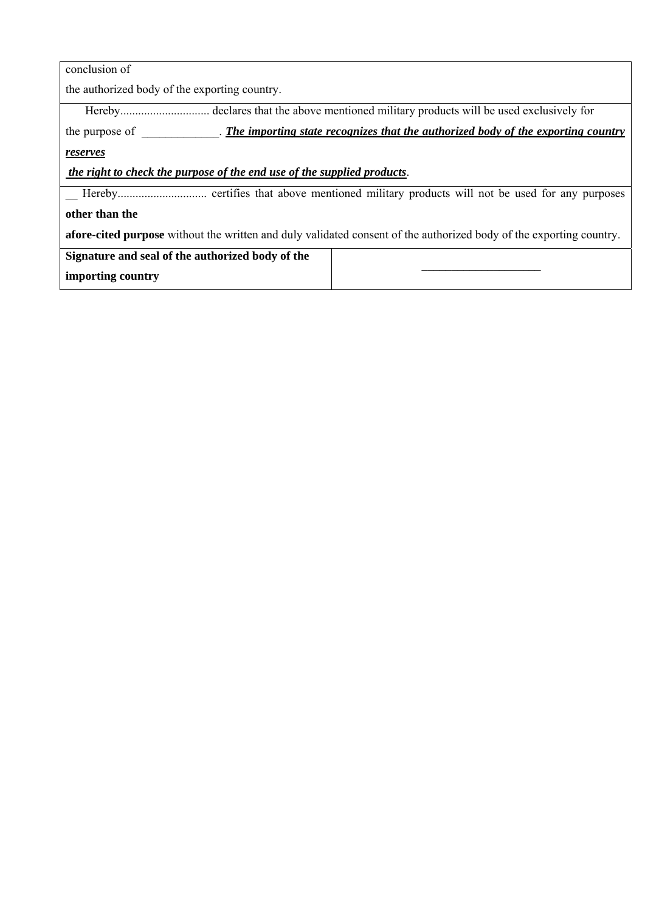| conclusion of the authorized body of the exporting country. | |
|---|---|
| Hereby.............................. declares that the above mentioned military products will be used exclusively for the purpose of _____________. ***<u>The importing state recognizes that the authorized body of the exporting country reserves the right to check the purpose of the end use of the supplied products</u>***. | |
| __ Hereby.............................. certifies that above mentioned military products will not be used for any purposes **other than the afore-cited purpose** without the written and duly validated consent of the authorized body of the exporting country. | |
| **Signature and seal of the authorized body of the importing country** | ____________________ |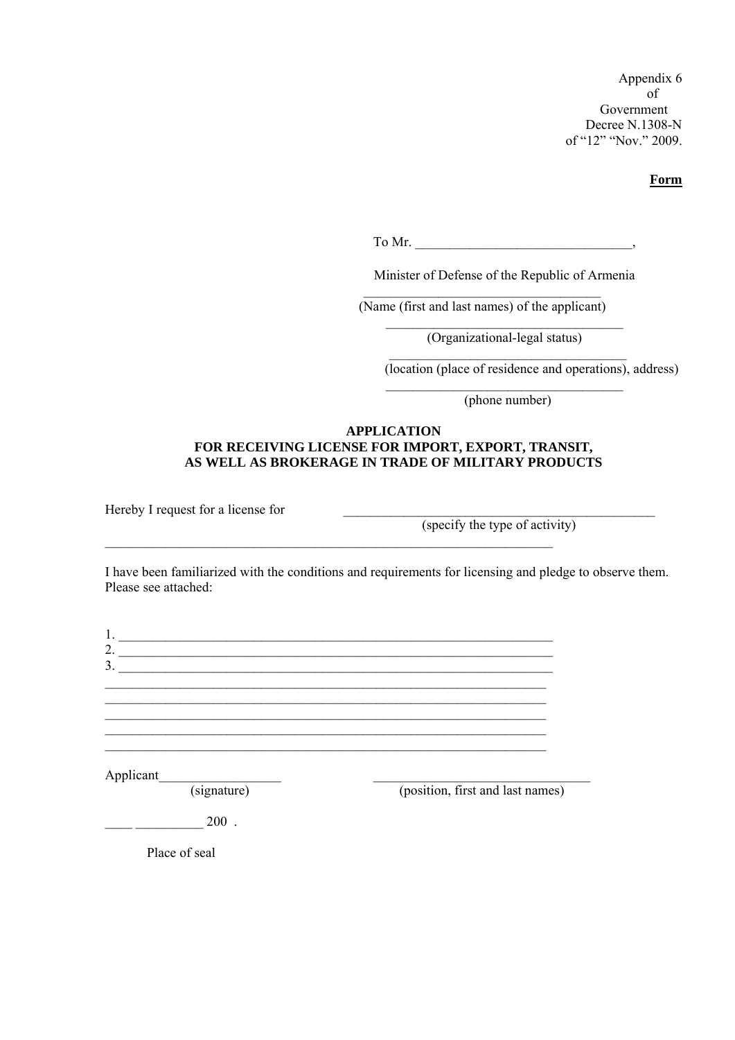Appendix 6
of
Government
Decree N.1308-N
of “12” “Nov.” 2009.

**Form**

To Mr. _______________________________,

Minister of Defense of the Republic of Armenia

__________________________________
(Name (first and last names) of the applicant)

__________________________________
(Organizational-legal status)

__________________________________
(location (place of residence and operations), address)

__________________________________
(phone number)

**APPLICATION**
**FOR RECEIVING LICENSE FOR IMPORT, EXPORT, TRANSIT,**
**AS WELL AS BROKERAGE IN TRADE OF MILITARY PRODUCTS**

Hereby I request for a license for _______________________________________________
(specify the type of activity)
_____________________________________________________________________

I have been familiarized with the conditions and requirements for licensing and pledge to observe them.
Please see attached:

1. ___________________________________________________________________
2. ___________________________________________________________________
3. ___________________________________________________________________
_____________________________________________________________________
_____________________________________________________________________
_____________________________________________________________________
_____________________________________________________________________
_____________________________________________________________________

Applicant_________________ _______________________________
(signature) (position, first and last names)

____ __________ 200 .

Place of seal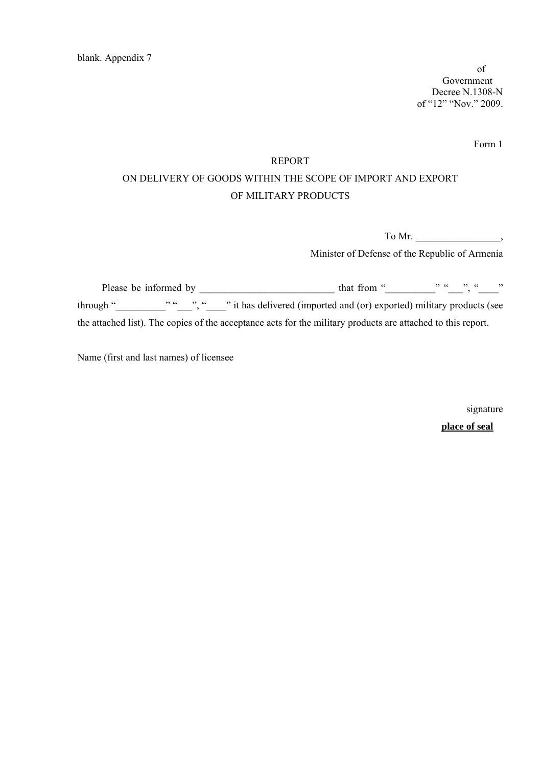blank. Appendix 7

of
Government
Decree N.1308-N
of “12” “Nov.” 2009.

Form 1

# REPORT

## ON DELIVERY OF GOODS WITHIN THE SCOPE OF IMPORT AND EXPORT OF MILITARY PRODUCTS

To Mr. _________________,
Minister of Defense of the Republic of Armenia

Please be informed by ___________________________ that from “__________” “___”, “____” through “__________” “___”, “____” it has delivered (imported and (or) exported) military products (see the attached list). The copies of the acceptance acts for the military products are attached to this report.

Name (first and last names) of licensee

signature

**place of seal**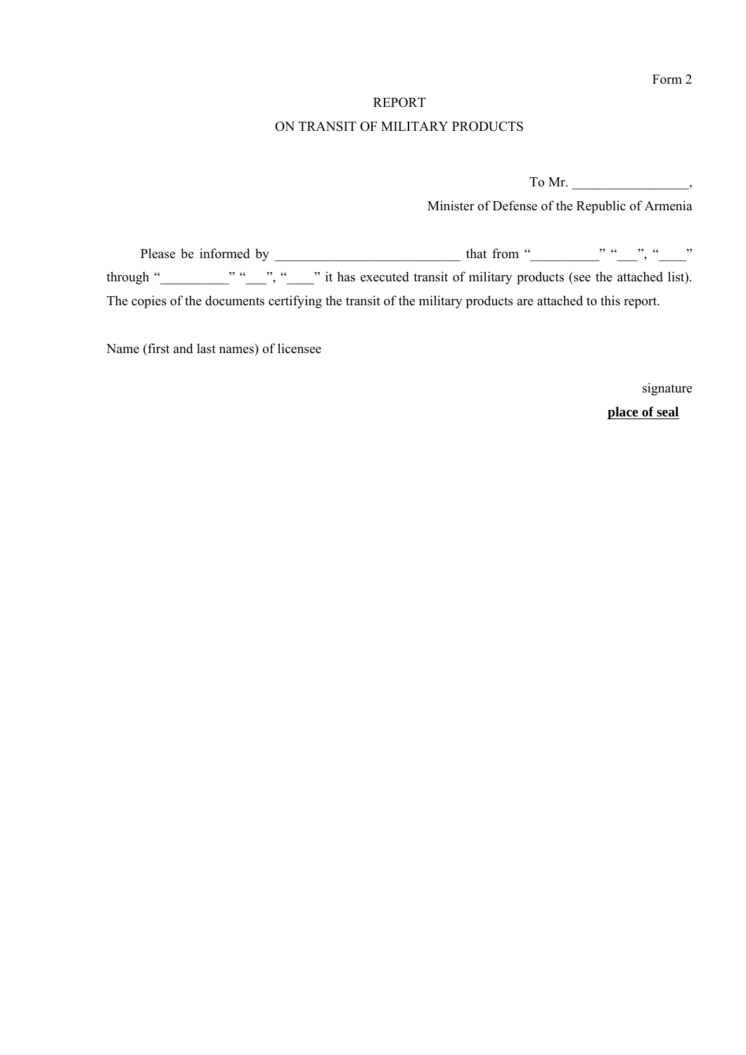Form 2

REPORT

ON TRANSIT OF MILITARY PRODUCTS

To Mr. _________________,

Minister of Defense of the Republic of Armenia

Please be informed by ___________________________ that from “__________” “___”, “____” through “__________” “___”, “____” it has executed transit of military products (see the attached list). The copies of the documents certifying the transit of the military products are attached to this report.

Name (first and last names) of licensee

signature

**place of seal**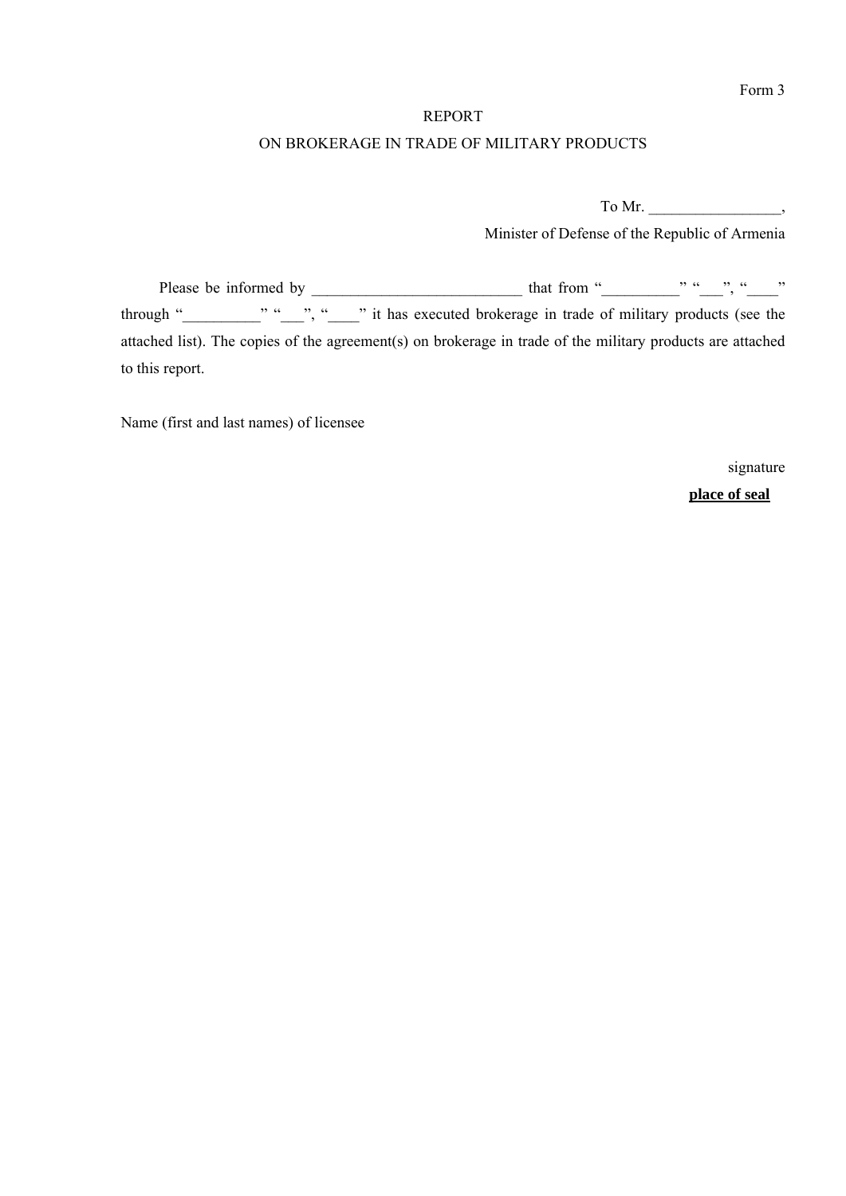Form 3

REPORT

ON BROKERAGE IN TRADE OF MILITARY PRODUCTS

To Mr. \_\_\_\_\_\_\_\_\_\_\_\_\_\_\_\_\_,

Minister of Defense of the Republic of Armenia

Please be informed by \_\_\_\_\_\_\_\_\_\_\_\_\_\_\_\_\_\_\_\_\_\_\_\_\_\_\_ that from “\_\_\_\_\_\_\_\_\_\_” “\_\_\_”, “\_\_\_\_” through “\_\_\_\_\_\_\_\_\_\_” “\_\_\_”, “\_\_\_\_” it has executed brokerage in trade of military products (see the attached list). The copies of the agreement(s) on brokerage in trade of the military products are attached to this report.

Name (first and last names) of licensee

signature

**place of seal**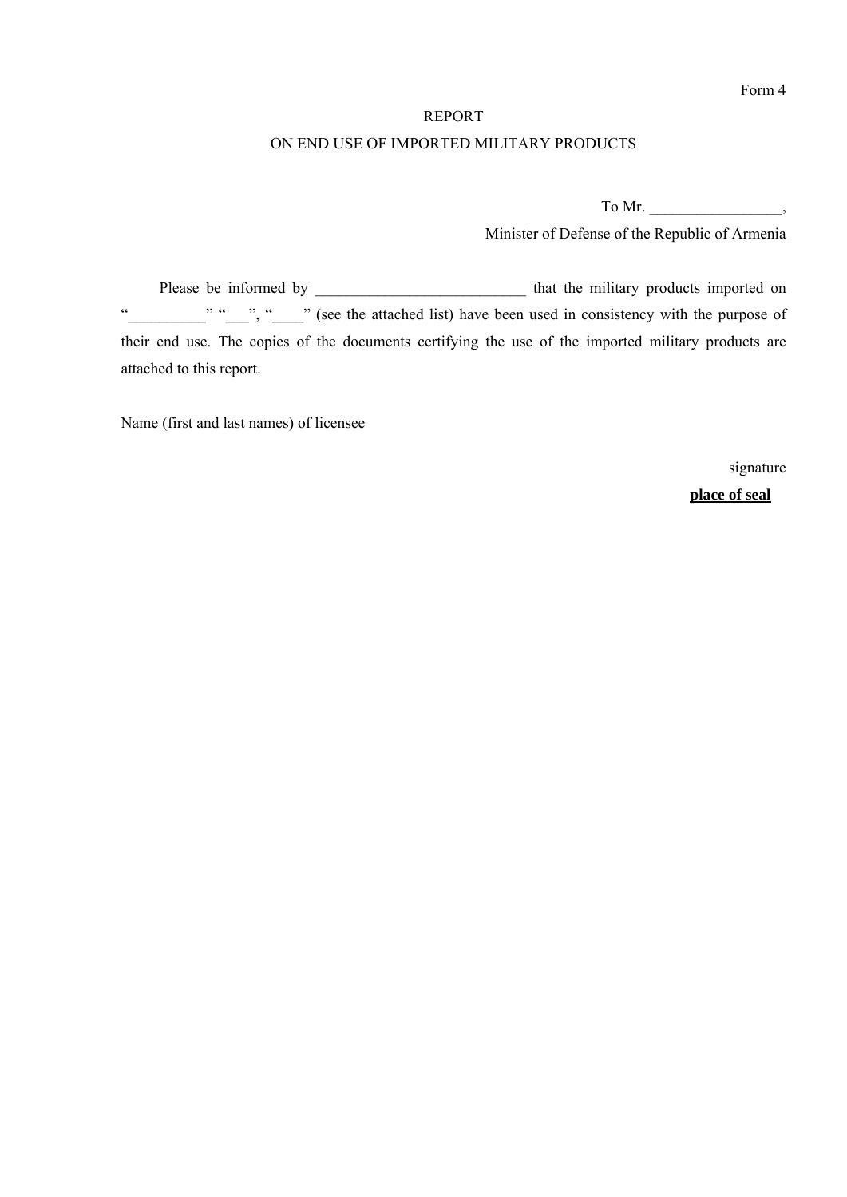Form 4

REPORT

ON END USE OF IMPORTED MILITARY PRODUCTS

To Mr. _________________,

Minister of Defense of the Republic of Armenia

Please be informed by ___________________________ that the military products imported on "__________" "___", "____" (see the attached list) have been used in consistency with the purpose of their end use. The copies of the documents certifying the use of the imported military products are attached to this report.

Name (first and last names) of licensee

signature

**place of seal**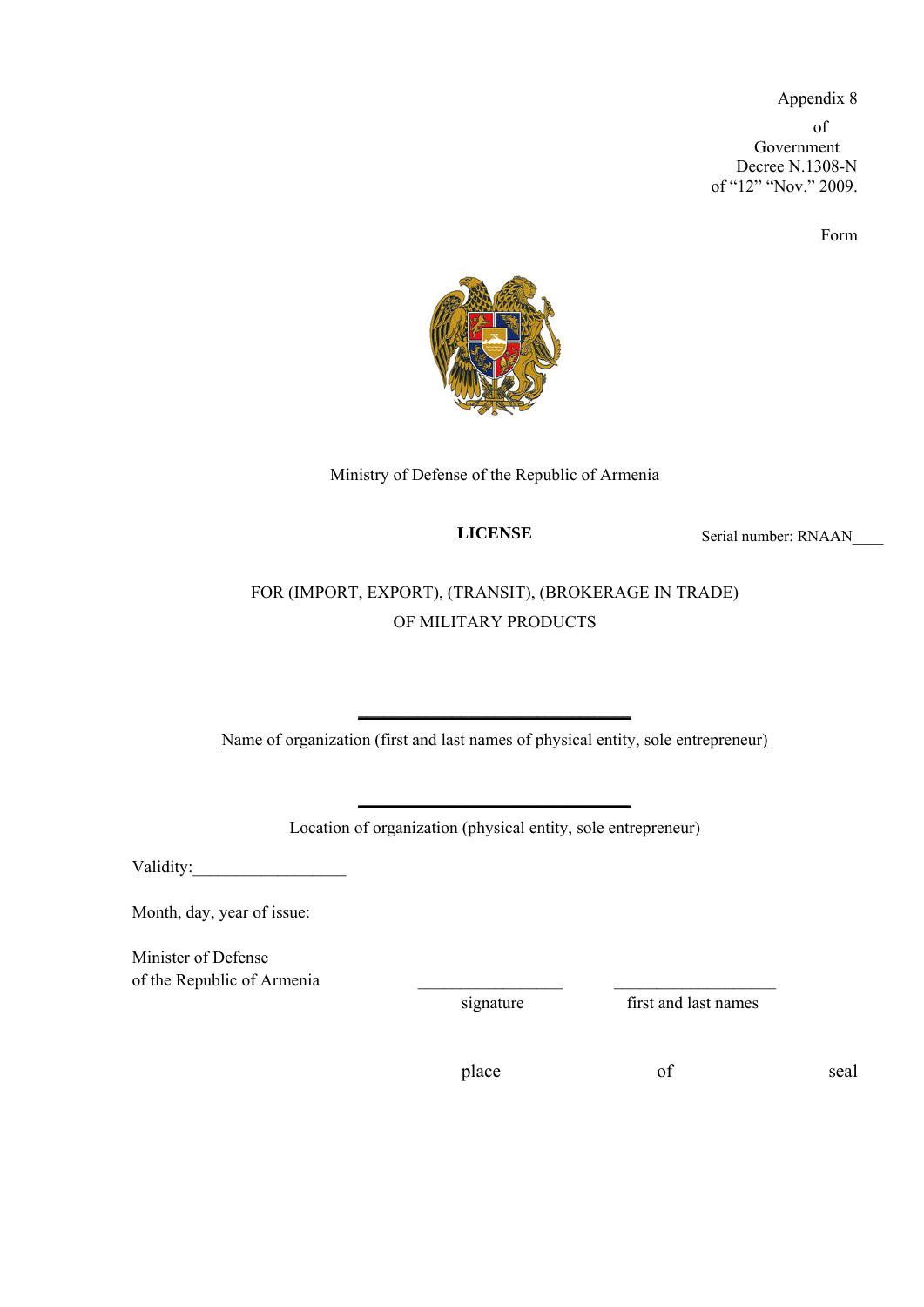Appendix 8

of
Government
Decree N.1308-N
of “12” “Nov.” 2009.

Form

Ministry of Defense of the Republic of Armenia

**LICENSE**

Serial number: RNAAN____

FOR (IMPORT, EXPORT), (TRANSIT), (BROKERAGE IN TRADE)
OF MILITARY PRODUCTS

______________________________

Name of organization (first and last names of physical entity, sole entrepreneur)

______________________________

Location of organization (physical entity, sole entrepreneur)

Validity:__________________

Month, day, year of issue:

Minister of Defense
of the Republic of Armenia

__________________ signature

____________________ first and last names

place of seal